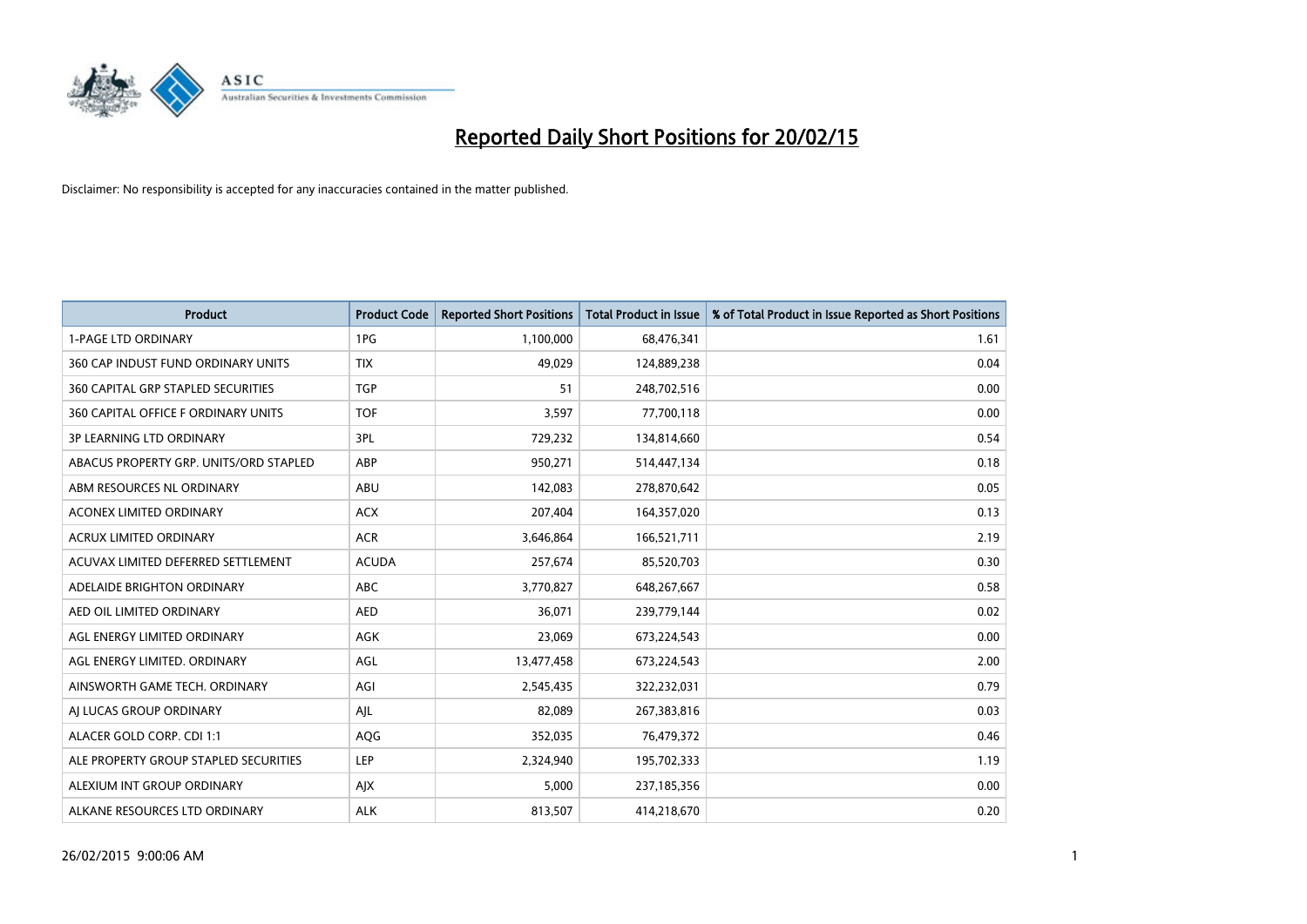# Reported Daily Short Positions for 20/02/15

Disclaimer: No responsibility is accepted for any inaccuracies contained in the matter published.

| Product | Product Code | Reported Short Positions | Total Product in Issue | % of Total Product in Issue Reported as Short Positions |
|---|---|---|---|---|
| 1-PAGE LTD ORDINARY | 1PG | 1,100,000 | 68,476,341 | 1.61 |
| 360 CAP INDUST FUND ORDINARY UNITS | TIX | 49,029 | 124,889,238 | 0.04 |
| 360 CAPITAL GRP STAPLED SECURITIES | TGP | 51 | 248,702,516 | 0.00 |
| 360 CAPITAL OFFICE F ORDINARY UNITS | TOF | 3,597 | 77,700,118 | 0.00 |
| 3P LEARNING LTD ORDINARY | 3PL | 729,232 | 134,814,660 | 0.54 |
| ABACUS PROPERTY GRP. UNITS/ORD STAPLED | ABP | 950,271 | 514,447,134 | 0.18 |
| ABM RESOURCES NL ORDINARY | ABU | 142,083 | 278,870,642 | 0.05 |
| ACONEX LIMITED ORDINARY | ACX | 207,404 | 164,357,020 | 0.13 |
| ACRUX LIMITED ORDINARY | ACR | 3,646,864 | 166,521,711 | 2.19 |
| ACUVAX LIMITED DEFERRED SETTLEMENT | ACUDA | 257,674 | 85,520,703 | 0.30 |
| ADELAIDE BRIGHTON ORDINARY | ABC | 3,770,827 | 648,267,667 | 0.58 |
| AED OIL LIMITED ORDINARY | AED | 36,071 | 239,779,144 | 0.02 |
| AGL ENERGY LIMITED ORDINARY | AGK | 23,069 | 673,224,543 | 0.00 |
| AGL ENERGY LIMITED. ORDINARY | AGL | 13,477,458 | 673,224,543 | 2.00 |
| AINSWORTH GAME TECH. ORDINARY | AGI | 2,545,435 | 322,232,031 | 0.79 |
| AJ LUCAS GROUP ORDINARY | AJL | 82,089 | 267,383,816 | 0.03 |
| ALACER GOLD CORP. CDI 1:1 | AQG | 352,035 | 76,479,372 | 0.46 |
| ALE PROPERTY GROUP STAPLED SECURITIES | LEP | 2,324,940 | 195,702,333 | 1.19 |
| ALEXIUM INT GROUP ORDINARY | AJX | 5,000 | 237,185,356 | 0.00 |
| ALKANE RESOURCES LTD ORDINARY | ALK | 813,507 | 414,218,670 | 0.20 |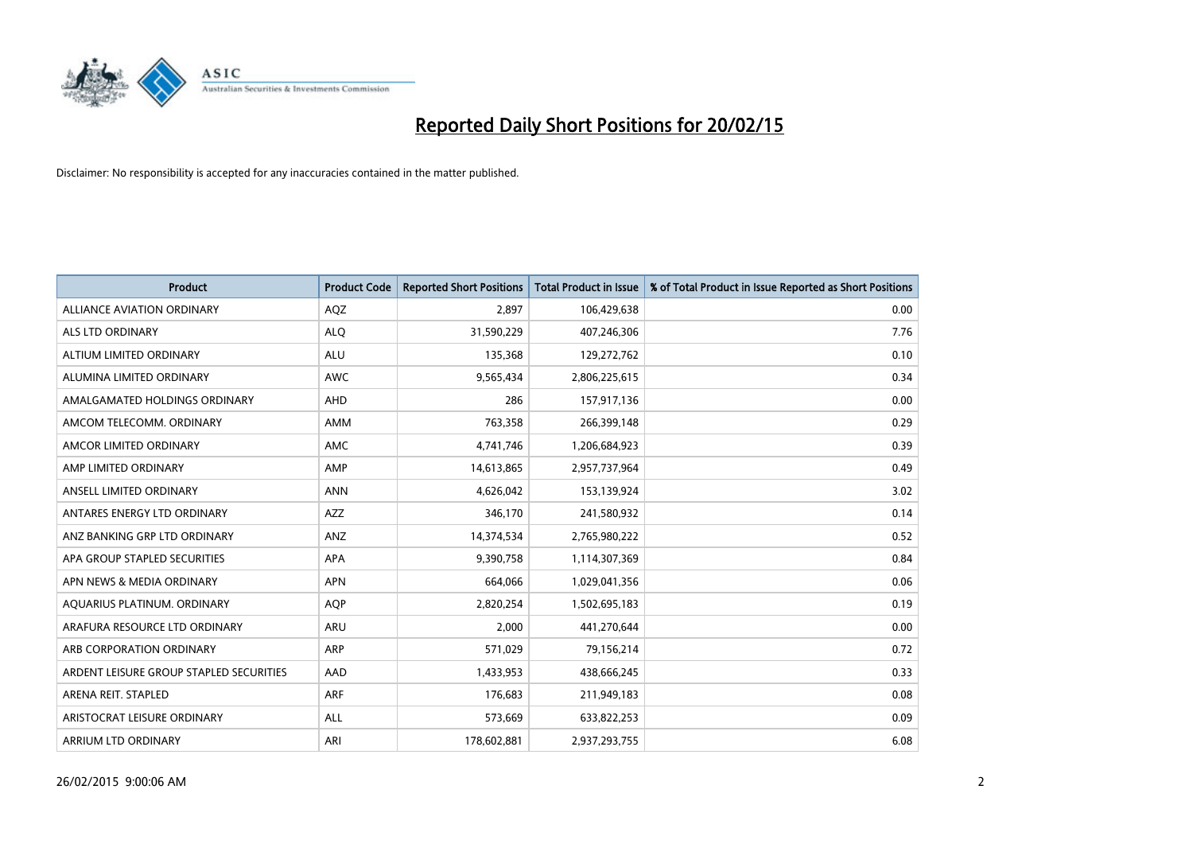# Reported Daily Short Positions for 20/02/15

Disclaimer: No responsibility is accepted for any inaccuracies contained in the matter published.

| Product | Product Code | Reported Short Positions | Total Product in Issue | % of Total Product in Issue Reported as Short Positions |
|---|---|---|---|---|
| ALLIANCE AVIATION ORDINARY | AQZ | 2,897 | 106,429,638 | 0.00 |
| ALS LTD ORDINARY | ALQ | 31,590,229 | 407,246,306 | 7.76 |
| ALTIUM LIMITED ORDINARY | ALU | 135,368 | 129,272,762 | 0.10 |
| ALUMINA LIMITED ORDINARY | AWC | 9,565,434 | 2,806,225,615 | 0.34 |
| AMALGAMATED HOLDINGS ORDINARY | AHD | 286 | 157,917,136 | 0.00 |
| AMCOM TELECOMM. ORDINARY | AMM | 763,358 | 266,399,148 | 0.29 |
| AMCOR LIMITED ORDINARY | AMC | 4,741,746 | 1,206,684,923 | 0.39 |
| AMP LIMITED ORDINARY | AMP | 14,613,865 | 2,957,737,964 | 0.49 |
| ANSELL LIMITED ORDINARY | ANN | 4,626,042 | 153,139,924 | 3.02 |
| ANTARES ENERGY LTD ORDINARY | AZZ | 346,170 | 241,580,932 | 0.14 |
| ANZ BANKING GRP LTD ORDINARY | ANZ | 14,374,534 | 2,765,980,222 | 0.52 |
| APA GROUP STAPLED SECURITIES | APA | 9,390,758 | 1,114,307,369 | 0.84 |
| APN NEWS & MEDIA ORDINARY | APN | 664,066 | 1,029,041,356 | 0.06 |
| AQUARIUS PLATINUM. ORDINARY | AQP | 2,820,254 | 1,502,695,183 | 0.19 |
| ARAFURA RESOURCE LTD ORDINARY | ARU | 2,000 | 441,270,644 | 0.00 |
| ARB CORPORATION ORDINARY | ARP | 571,029 | 79,156,214 | 0.72 |
| ARDENT LEISURE GROUP STAPLED SECURITIES | AAD | 1,433,953 | 438,666,245 | 0.33 |
| ARENA REIT. STAPLED | ARF | 176,683 | 211,949,183 | 0.08 |
| ARISTOCRAT LEISURE ORDINARY | ALL | 573,669 | 633,822,253 | 0.09 |
| ARRIUM LTD ORDINARY | ARI | 178,602,881 | 2,937,293,755 | 6.08 |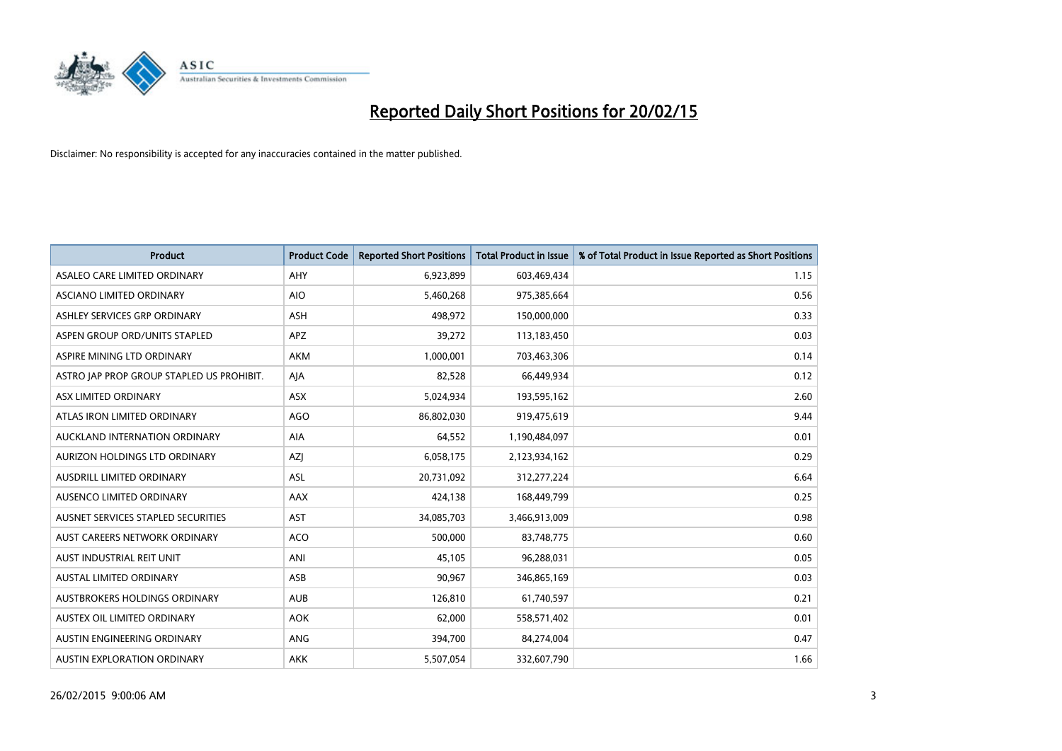# Reported Daily Short Positions for 20/02/15

Disclaimer: No responsibility is accepted for any inaccuracies contained in the matter published.

| Product | Product Code | Reported Short Positions | Total Product in Issue | % of Total Product in Issue Reported as Short Positions |
|---|---|---|---|---|
| ASALEO CARE LIMITED ORDINARY | AHY | 6,923,899 | 603,469,434 | 1.15 |
| ASCIANO LIMITED ORDINARY | AIO | 5,460,268 | 975,385,664 | 0.56 |
| ASHLEY SERVICES GRP ORDINARY | ASH | 498,972 | 150,000,000 | 0.33 |
| ASPEN GROUP ORD/UNITS STAPLED | APZ | 39,272 | 113,183,450 | 0.03 |
| ASPIRE MINING LTD ORDINARY | AKM | 1,000,001 | 703,463,306 | 0.14 |
| ASTRO JAP PROP GROUP STAPLED US PROHIBIT. | AJA | 82,528 | 66,449,934 | 0.12 |
| ASX LIMITED ORDINARY | ASX | 5,024,934 | 193,595,162 | 2.60 |
| ATLAS IRON LIMITED ORDINARY | AGO | 86,802,030 | 919,475,619 | 9.44 |
| AUCKLAND INTERNATION ORDINARY | AIA | 64,552 | 1,190,484,097 | 0.01 |
| AURIZON HOLDINGS LTD ORDINARY | AZJ | 6,058,175 | 2,123,934,162 | 0.29 |
| AUSDRILL LIMITED ORDINARY | ASL | 20,731,092 | 312,277,224 | 6.64 |
| AUSENCO LIMITED ORDINARY | AAX | 424,138 | 168,449,799 | 0.25 |
| AUSNET SERVICES STAPLED SECURITIES | AST | 34,085,703 | 3,466,913,009 | 0.98 |
| AUST CAREERS NETWORK ORDINARY | ACO | 500,000 | 83,748,775 | 0.60 |
| AUST INDUSTRIAL REIT UNIT | ANI | 45,105 | 96,288,031 | 0.05 |
| AUSTAL LIMITED ORDINARY | ASB | 90,967 | 346,865,169 | 0.03 |
| AUSTBROKERS HOLDINGS ORDINARY | AUB | 126,810 | 61,740,597 | 0.21 |
| AUSTEX OIL LIMITED ORDINARY | AOK | 62,000 | 558,571,402 | 0.01 |
| AUSTIN ENGINEERING ORDINARY | ANG | 394,700 | 84,274,004 | 0.47 |
| AUSTIN EXPLORATION ORDINARY | AKK | 5,507,054 | 332,607,790 | 1.66 |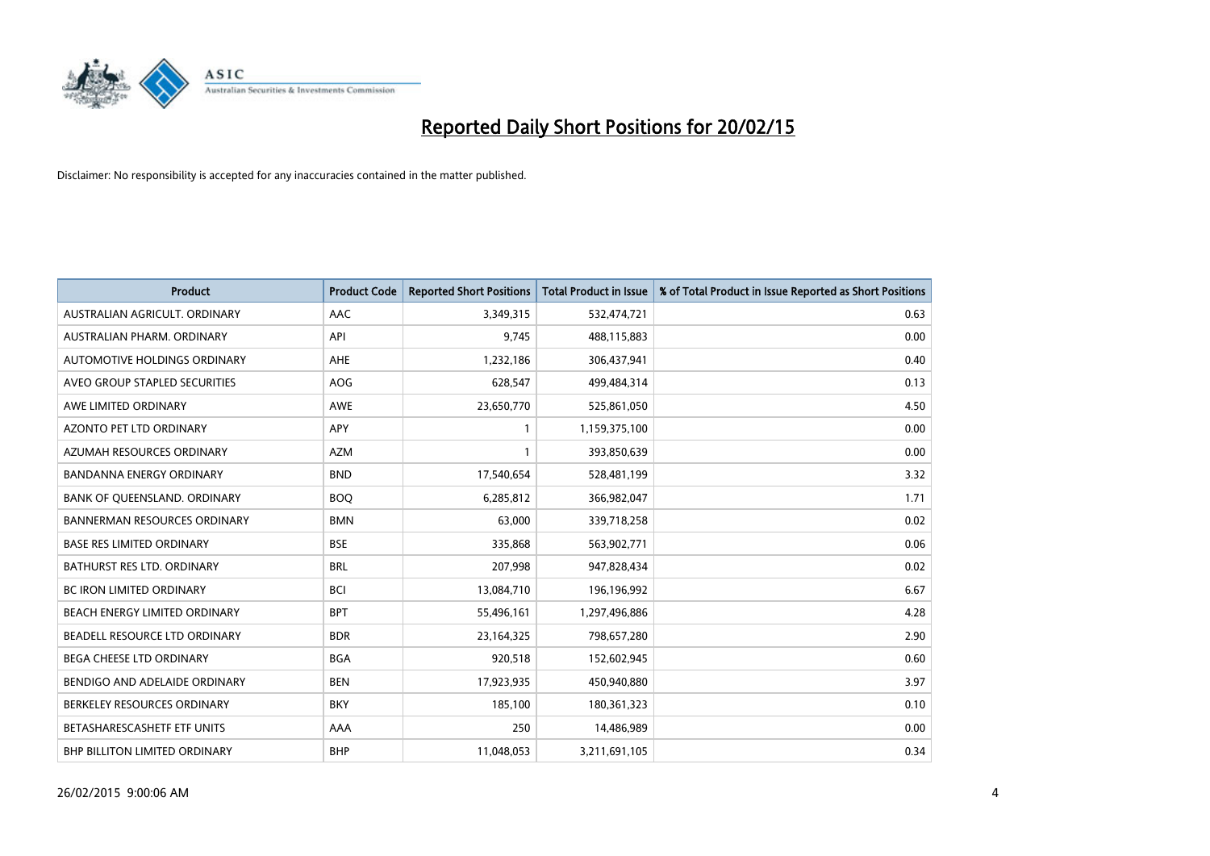# Reported Daily Short Positions for 20/02/15

Disclaimer: No responsibility is accepted for any inaccuracies contained in the matter published.

| Product | Product Code | Reported Short Positions | Total Product in Issue | % of Total Product in Issue Reported as Short Positions |
|---|---|---|---|---|
| AUSTRALIAN AGRICULT. ORDINARY | AAC | 3,349,315 | 532,474,721 | 0.63 |
| AUSTRALIAN PHARM. ORDINARY | API | 9,745 | 488,115,883 | 0.00 |
| AUTOMOTIVE HOLDINGS ORDINARY | AHE | 1,232,186 | 306,437,941 | 0.40 |
| AVEO GROUP STAPLED SECURITIES | AOG | 628,547 | 499,484,314 | 0.13 |
| AWE LIMITED ORDINARY | AWE | 23,650,770 | 525,861,050 | 4.50 |
| AZONTO PET LTD ORDINARY | APY | 1 | 1,159,375,100 | 0.00 |
| AZUMAH RESOURCES ORDINARY | AZM | 1 | 393,850,639 | 0.00 |
| BANDANNA ENERGY ORDINARY | BND | 17,540,654 | 528,481,199 | 3.32 |
| BANK OF QUEENSLAND. ORDINARY | BOQ | 6,285,812 | 366,982,047 | 1.71 |
| BANNERMAN RESOURCES ORDINARY | BMN | 63,000 | 339,718,258 | 0.02 |
| BASE RES LIMITED ORDINARY | BSE | 335,868 | 563,902,771 | 0.06 |
| BATHURST RES LTD. ORDINARY | BRL | 207,998 | 947,828,434 | 0.02 |
| BC IRON LIMITED ORDINARY | BCI | 13,084,710 | 196,196,992 | 6.67 |
| BEACH ENERGY LIMITED ORDINARY | BPT | 55,496,161 | 1,297,496,886 | 4.28 |
| BEADELL RESOURCE LTD ORDINARY | BDR | 23,164,325 | 798,657,280 | 2.90 |
| BEGA CHEESE LTD ORDINARY | BGA | 920,518 | 152,602,945 | 0.60 |
| BENDIGO AND ADELAIDE ORDINARY | BEN | 17,923,935 | 450,940,880 | 3.97 |
| BERKELEY RESOURCES ORDINARY | BKY | 185,100 | 180,361,323 | 0.10 |
| BETASHARESCASHETF ETF UNITS | AAA | 250 | 14,486,989 | 0.00 |
| BHP BILLITON LIMITED ORDINARY | BHP | 11,048,053 | 3,211,691,105 | 0.34 |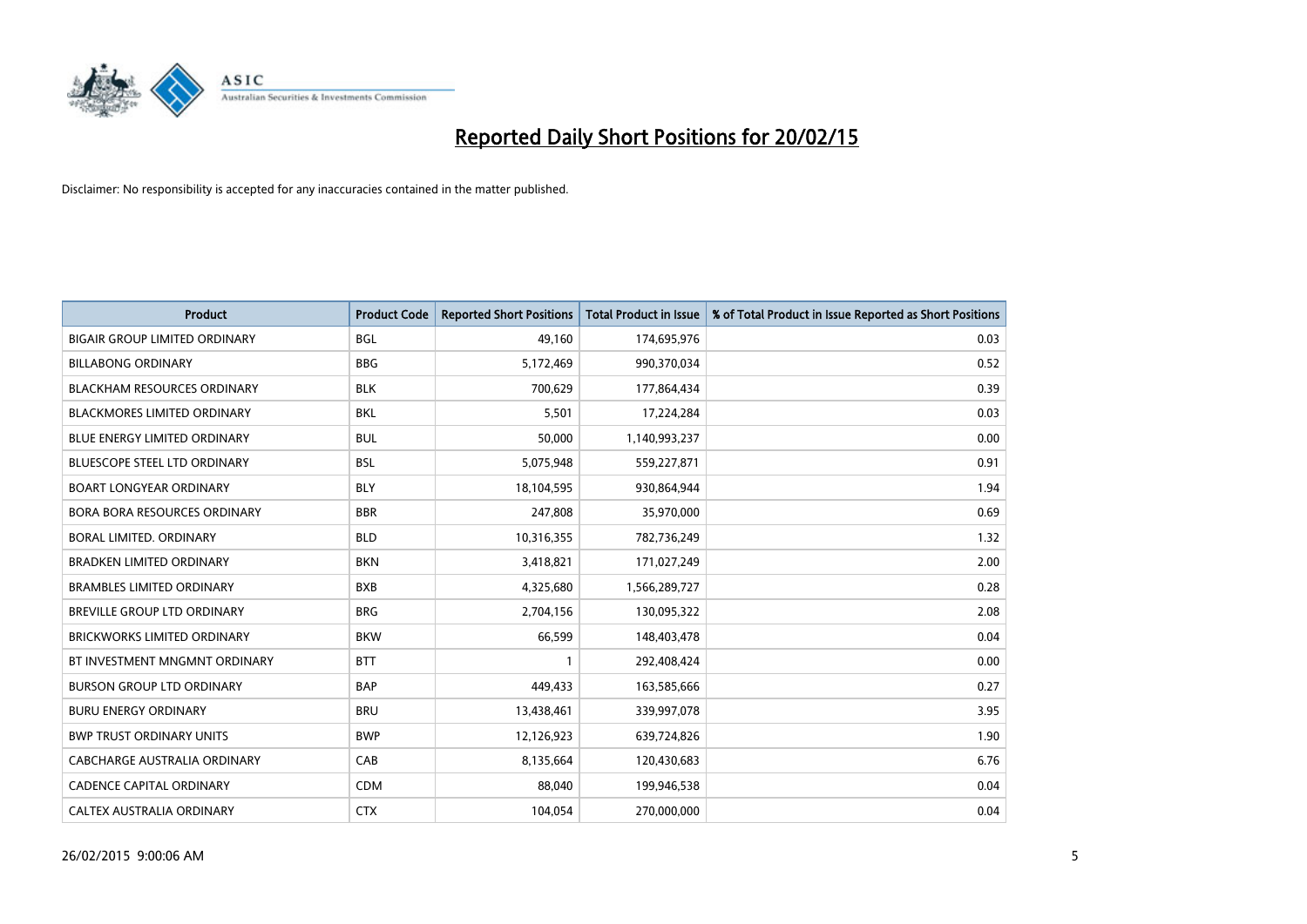# Reported Daily Short Positions for 20/02/15

Disclaimer: No responsibility is accepted for any inaccuracies contained in the matter published.

| Product | Product Code | Reported Short Positions | Total Product in Issue | % of Total Product in Issue Reported as Short Positions |
|---|---|---|---|---|
| BIGAIR GROUP LIMITED ORDINARY | BGL | 49,160 | 174,695,976 | 0.03 |
| BILLABONG ORDINARY | BBG | 5,172,469 | 990,370,034 | 0.52 |
| BLACKHAM RESOURCES ORDINARY | BLK | 700,629 | 177,864,434 | 0.39 |
| BLACKMORES LIMITED ORDINARY | BKL | 5,501 | 17,224,284 | 0.03 |
| BLUE ENERGY LIMITED ORDINARY | BUL | 50,000 | 1,140,993,237 | 0.00 |
| BLUESCOPE STEEL LTD ORDINARY | BSL | 5,075,948 | 559,227,871 | 0.91 |
| BOART LONGYEAR ORDINARY | BLY | 18,104,595 | 930,864,944 | 1.94 |
| BORA BORA RESOURCES ORDINARY | BBR | 247,808 | 35,970,000 | 0.69 |
| BORAL LIMITED. ORDINARY | BLD | 10,316,355 | 782,736,249 | 1.32 |
| BRADKEN LIMITED ORDINARY | BKN | 3,418,821 | 171,027,249 | 2.00 |
| BRAMBLES LIMITED ORDINARY | BXB | 4,325,680 | 1,566,289,727 | 0.28 |
| BREVILLE GROUP LTD ORDINARY | BRG | 2,704,156 | 130,095,322 | 2.08 |
| BRICKWORKS LIMITED ORDINARY | BKW | 66,599 | 148,403,478 | 0.04 |
| BT INVESTMENT MNGMNT ORDINARY | BTT | 1 | 292,408,424 | 0.00 |
| BURSON GROUP LTD ORDINARY | BAP | 449,433 | 163,585,666 | 0.27 |
| BURU ENERGY ORDINARY | BRU | 13,438,461 | 339,997,078 | 3.95 |
| BWP TRUST ORDINARY UNITS | BWP | 12,126,923 | 639,724,826 | 1.90 |
| CABCHARGE AUSTRALIA ORDINARY | CAB | 8,135,664 | 120,430,683 | 6.76 |
| CADENCE CAPITAL ORDINARY | CDM | 88,040 | 199,946,538 | 0.04 |
| CALTEX AUSTRALIA ORDINARY | CTX | 104,054 | 270,000,000 | 0.04 |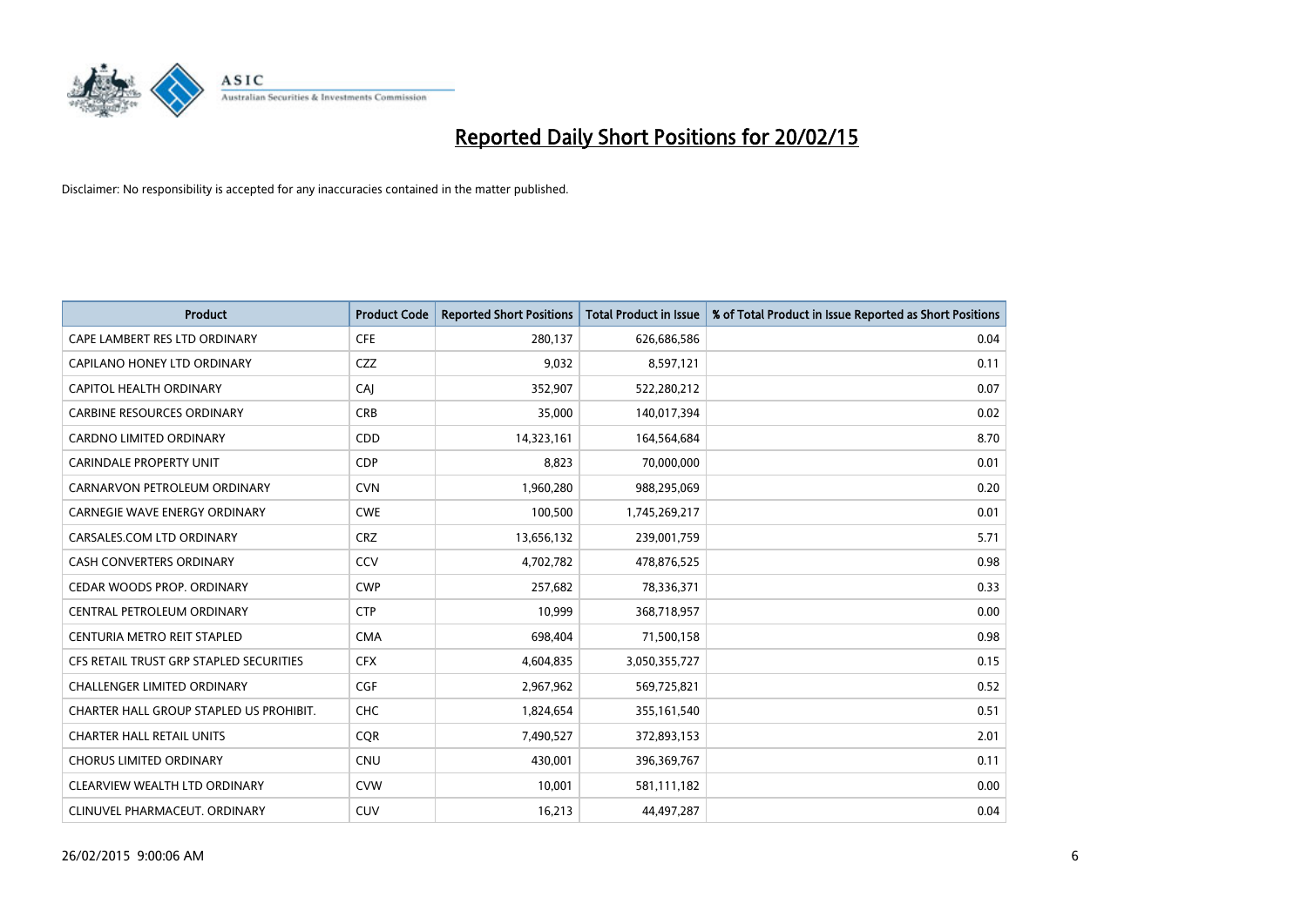# Reported Daily Short Positions for 20/02/15

Disclaimer: No responsibility is accepted for any inaccuracies contained in the matter published.

| Product | Product Code | Reported Short Positions | Total Product in Issue | % of Total Product in Issue Reported as Short Positions |
|---|---|---|---|---|
| CAPE LAMBERT RES LTD ORDINARY | CFE | 280,137 | 626,686,586 | 0.04 |
| CAPILANO HONEY LTD ORDINARY | CZZ | 9,032 | 8,597,121 | 0.11 |
| CAPITOL HEALTH ORDINARY | CAJ | 352,907 | 522,280,212 | 0.07 |
| CARBINE RESOURCES ORDINARY | CRB | 35,000 | 140,017,394 | 0.02 |
| CARDNO LIMITED ORDINARY | CDD | 14,323,161 | 164,564,684 | 8.70 |
| CARINDALE PROPERTY UNIT | CDP | 8,823 | 70,000,000 | 0.01 |
| CARNARVON PETROLEUM ORDINARY | CVN | 1,960,280 | 988,295,069 | 0.20 |
| CARNEGIE WAVE ENERGY ORDINARY | CWE | 100,500 | 1,745,269,217 | 0.01 |
| CARSALES.COM LTD ORDINARY | CRZ | 13,656,132 | 239,001,759 | 5.71 |
| CASH CONVERTERS ORDINARY | CCV | 4,702,782 | 478,876,525 | 0.98 |
| CEDAR WOODS PROP. ORDINARY | CWP | 257,682 | 78,336,371 | 0.33 |
| CENTRAL PETROLEUM ORDINARY | CTP | 10,999 | 368,718,957 | 0.00 |
| CENTURIA METRO REIT STAPLED | CMA | 698,404 | 71,500,158 | 0.98 |
| CFS RETAIL TRUST GRP STAPLED SECURITIES | CFX | 4,604,835 | 3,050,355,727 | 0.15 |
| CHALLENGER LIMITED ORDINARY | CGF | 2,967,962 | 569,725,821 | 0.52 |
| CHARTER HALL GROUP STAPLED US PROHIBIT. | CHC | 1,824,654 | 355,161,540 | 0.51 |
| CHARTER HALL RETAIL UNITS | CQR | 7,490,527 | 372,893,153 | 2.01 |
| CHORUS LIMITED ORDINARY | CNU | 430,001 | 396,369,767 | 0.11 |
| CLEARVIEW WEALTH LTD ORDINARY | CVW | 10,001 | 581,111,182 | 0.00 |
| CLINUVEL PHARMACEUT. ORDINARY | CUV | 16,213 | 44,497,287 | 0.04 |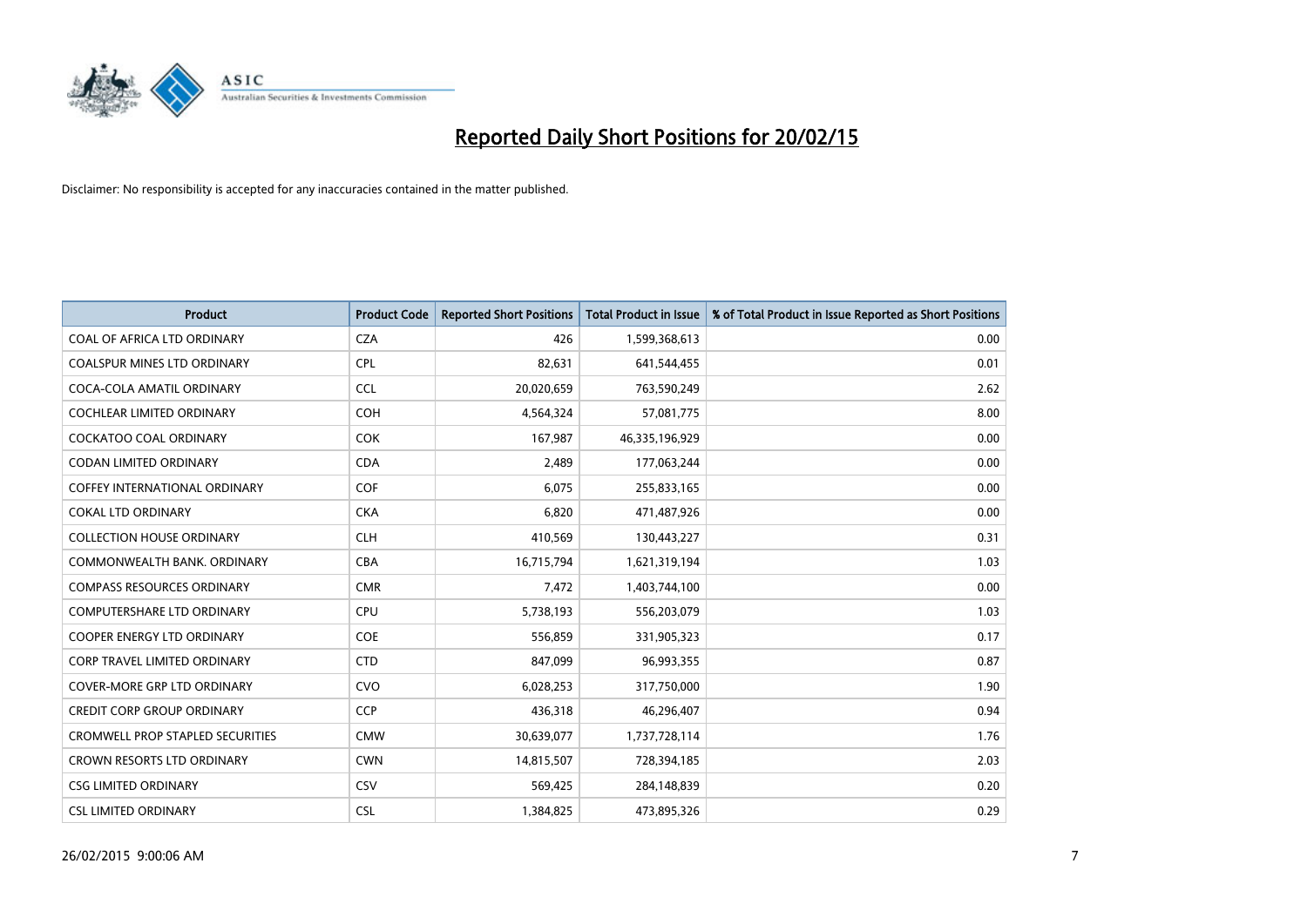# Reported Daily Short Positions for 20/02/15

Disclaimer: No responsibility is accepted for any inaccuracies contained in the matter published.

| Product | Product Code | Reported Short Positions | Total Product in Issue | % of Total Product in Issue Reported as Short Positions |
|---|---|---|---|---|
| COAL OF AFRICA LTD ORDINARY | CZA | 426 | 1,599,368,613 | 0.00 |
| COALSPUR MINES LTD ORDINARY | CPL | 82,631 | 641,544,455 | 0.01 |
| COCA-COLA AMATIL ORDINARY | CCL | 20,020,659 | 763,590,249 | 2.62 |
| COCHLEAR LIMITED ORDINARY | COH | 4,564,324 | 57,081,775 | 8.00 |
| COCKATOO COAL ORDINARY | COK | 167,987 | 46,335,196,929 | 0.00 |
| CODAN LIMITED ORDINARY | CDA | 2,489 | 177,063,244 | 0.00 |
| COFFEY INTERNATIONAL ORDINARY | COF | 6,075 | 255,833,165 | 0.00 |
| COKAL LTD ORDINARY | CKA | 6,820 | 471,487,926 | 0.00 |
| COLLECTION HOUSE ORDINARY | CLH | 410,569 | 130,443,227 | 0.31 |
| COMMONWEALTH BANK. ORDINARY | CBA | 16,715,794 | 1,621,319,194 | 1.03 |
| COMPASS RESOURCES ORDINARY | CMR | 7,472 | 1,403,744,100 | 0.00 |
| COMPUTERSHARE LTD ORDINARY | CPU | 5,738,193 | 556,203,079 | 1.03 |
| COOPER ENERGY LTD ORDINARY | COE | 556,859 | 331,905,323 | 0.17 |
| CORP TRAVEL LIMITED ORDINARY | CTD | 847,099 | 96,993,355 | 0.87 |
| COVER-MORE GRP LTD ORDINARY | CVO | 6,028,253 | 317,750,000 | 1.90 |
| CREDIT CORP GROUP ORDINARY | CCP | 436,318 | 46,296,407 | 0.94 |
| CROMWELL PROP STAPLED SECURITIES | CMW | 30,639,077 | 1,737,728,114 | 1.76 |
| CROWN RESORTS LTD ORDINARY | CWN | 14,815,507 | 728,394,185 | 2.03 |
| CSG LIMITED ORDINARY | CSV | 569,425 | 284,148,839 | 0.20 |
| CSL LIMITED ORDINARY | CSL | 1,384,825 | 473,895,326 | 0.29 |

26/02/2015 9:00:06 AM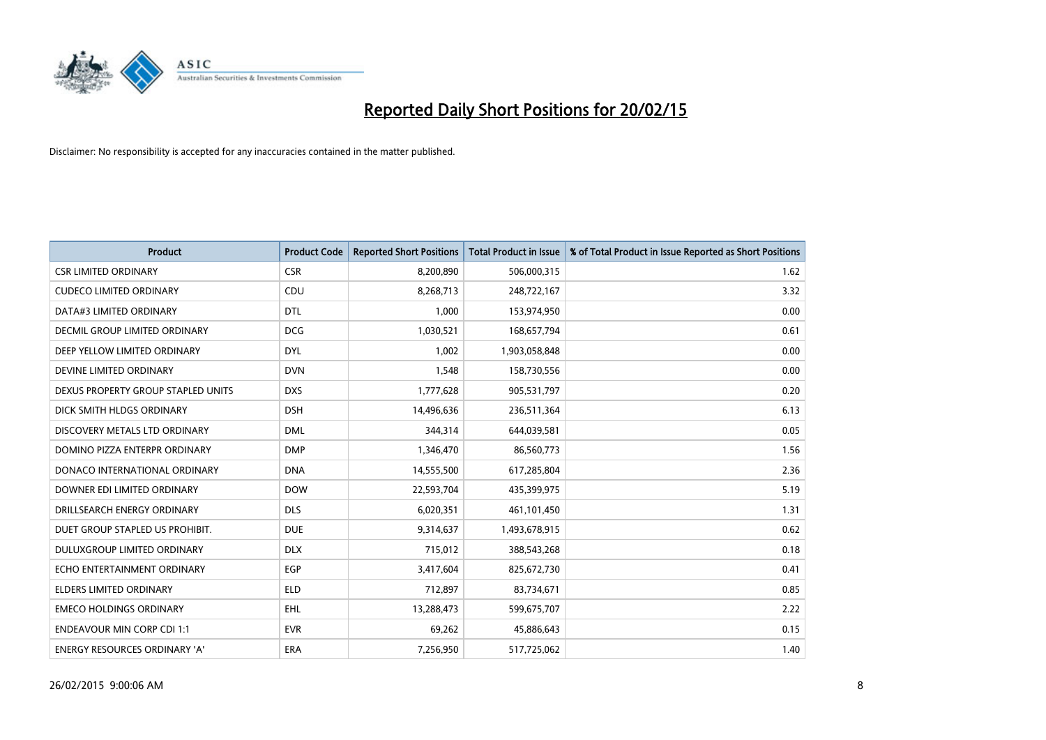# Reported Daily Short Positions for 20/02/15

Disclaimer: No responsibility is accepted for any inaccuracies contained in the matter published.

| Product | Product Code | Reported Short Positions | Total Product in Issue | % of Total Product in Issue Reported as Short Positions |
|---|---|---|---|---|
| CSR LIMITED ORDINARY | CSR | 8,200,890 | 506,000,315 | 1.62 |
| CUDECO LIMITED ORDINARY | CDU | 8,268,713 | 248,722,167 | 3.32 |
| DATA#3 LIMITED ORDINARY | DTL | 1,000 | 153,974,950 | 0.00 |
| DECMIL GROUP LIMITED ORDINARY | DCG | 1,030,521 | 168,657,794 | 0.61 |
| DEEP YELLOW LIMITED ORDINARY | DYL | 1,002 | 1,903,058,848 | 0.00 |
| DEVINE LIMITED ORDINARY | DVN | 1,548 | 158,730,556 | 0.00 |
| DEXUS PROPERTY GROUP STAPLED UNITS | DXS | 1,777,628 | 905,531,797 | 0.20 |
| DICK SMITH HLDGS ORDINARY | DSH | 14,496,636 | 236,511,364 | 6.13 |
| DISCOVERY METALS LTD ORDINARY | DML | 344,314 | 644,039,581 | 0.05 |
| DOMINO PIZZA ENTERPR ORDINARY | DMP | 1,346,470 | 86,560,773 | 1.56 |
| DONACO INTERNATIONAL ORDINARY | DNA | 14,555,500 | 617,285,804 | 2.36 |
| DOWNER EDI LIMITED ORDINARY | DOW | 22,593,704 | 435,399,975 | 5.19 |
| DRILLSEARCH ENERGY ORDINARY | DLS | 6,020,351 | 461,101,450 | 1.31 |
| DUET GROUP STAPLED US PROHIBIT. | DUE | 9,314,637 | 1,493,678,915 | 0.62 |
| DULUXGROUP LIMITED ORDINARY | DLX | 715,012 | 388,543,268 | 0.18 |
| ECHO ENTERTAINMENT ORDINARY | EGP | 3,417,604 | 825,672,730 | 0.41 |
| ELDERS LIMITED ORDINARY | ELD | 712,897 | 83,734,671 | 0.85 |
| EMECO HOLDINGS ORDINARY | EHL | 13,288,473 | 599,675,707 | 2.22 |
| ENDEAVOUR MIN CORP CDI 1:1 | EVR | 69,262 | 45,886,643 | 0.15 |
| ENERGY RESOURCES ORDINARY 'A' | ERA | 7,256,950 | 517,725,062 | 1.40 |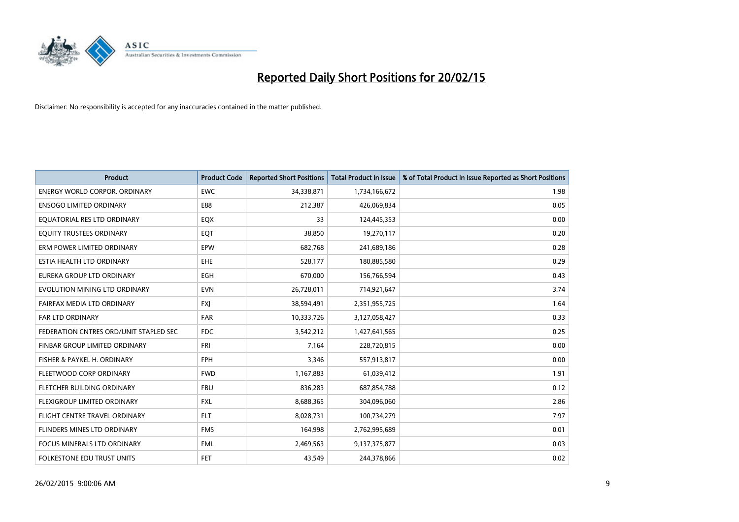# Reported Daily Short Positions for 20/02/15

Disclaimer: No responsibility is accepted for any inaccuracies contained in the matter published.

| Product | Product Code | Reported Short Positions | Total Product in Issue | % of Total Product in Issue Reported as Short Positions |
| --- | --- | --- | --- | --- |
| ENERGY WORLD CORPOR. ORDINARY | EWC | 34,338,871 | 1,734,166,672 | 1.98 |
| ENSOGO LIMITED ORDINARY | E88 | 212,387 | 426,069,834 | 0.05 |
| EQUATORIAL RES LTD ORDINARY | EQX | 33 | 124,445,353 | 0.00 |
| EQUITY TRUSTEES ORDINARY | EQT | 38,850 | 19,270,117 | 0.20 |
| ERM POWER LIMITED ORDINARY | EPW | 682,768 | 241,689,186 | 0.28 |
| ESTIA HEALTH LTD ORDINARY | EHE | 528,177 | 180,885,580 | 0.29 |
| EUREKA GROUP LTD ORDINARY | EGH | 670,000 | 156,766,594 | 0.43 |
| EVOLUTION MINING LTD ORDINARY | EVN | 26,728,011 | 714,921,647 | 3.74 |
| FAIRFAX MEDIA LTD ORDINARY | FXJ | 38,594,491 | 2,351,955,725 | 1.64 |
| FAR LTD ORDINARY | FAR | 10,333,726 | 3,127,058,427 | 0.33 |
| FEDERATION CNTRES ORD/UNIT STAPLED SEC | FDC | 3,542,212 | 1,427,641,565 | 0.25 |
| FINBAR GROUP LIMITED ORDINARY | FRI | 7,164 | 228,720,815 | 0.00 |
| FISHER & PAYKEL H. ORDINARY | FPH | 3,346 | 557,913,817 | 0.00 |
| FLEETWOOD CORP ORDINARY | FWD | 1,167,883 | 61,039,412 | 1.91 |
| FLETCHER BUILDING ORDINARY | FBU | 836,283 | 687,854,788 | 0.12 |
| FLEXIGROUP LIMITED ORDINARY | FXL | 8,688,365 | 304,096,060 | 2.86 |
| FLIGHT CENTRE TRAVEL ORDINARY | FLT | 8,028,731 | 100,734,279 | 7.97 |
| FLINDERS MINES LTD ORDINARY | FMS | 164,998 | 2,762,995,689 | 0.01 |
| FOCUS MINERALS LTD ORDINARY | FML | 2,469,563 | 9,137,375,877 | 0.03 |
| FOLKESTONE EDU TRUST UNITS | FET | 43,549 | 244,378,866 | 0.02 |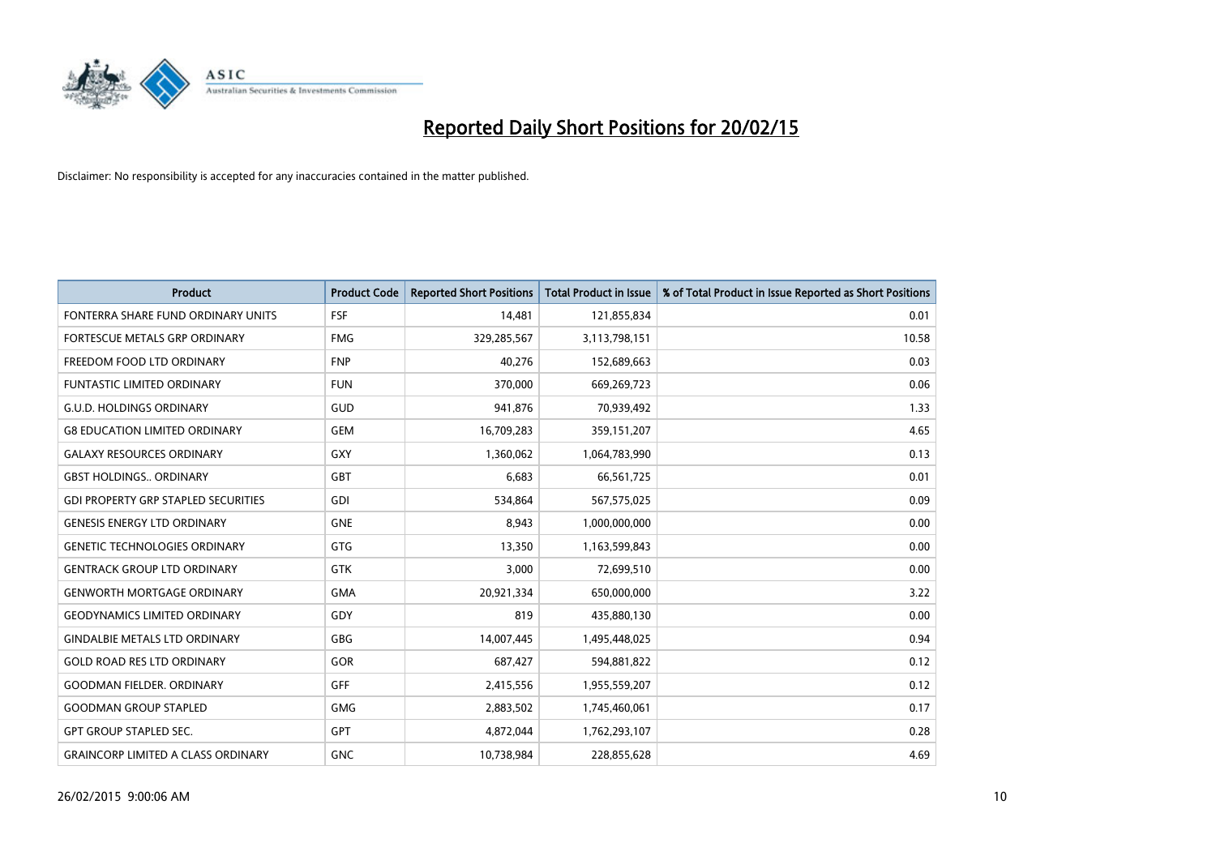# Reported Daily Short Positions for 20/02/15

Disclaimer: No responsibility is accepted for any inaccuracies contained in the matter published.

| Product | Product Code | Reported Short Positions | Total Product in Issue | % of Total Product in Issue Reported as Short Positions |
|---|---|---|---|---|
| FONTERRA SHARE FUND ORDINARY UNITS | FSF | 14,481 | 121,855,834 | 0.01 |
| FORTESCUE METALS GRP ORDINARY | FMG | 329,285,567 | 3,113,798,151 | 10.58 |
| FREEDOM FOOD LTD ORDINARY | FNP | 40,276 | 152,689,663 | 0.03 |
| FUNTASTIC LIMITED ORDINARY | FUN | 370,000 | 669,269,723 | 0.06 |
| G.U.D. HOLDINGS ORDINARY | GUD | 941,876 | 70,939,492 | 1.33 |
| G8 EDUCATION LIMITED ORDINARY | GEM | 16,709,283 | 359,151,207 | 4.65 |
| GALAXY RESOURCES ORDINARY | GXY | 1,360,062 | 1,064,783,990 | 0.13 |
| GBST HOLDINGS.. ORDINARY | GBT | 6,683 | 66,561,725 | 0.01 |
| GDI PROPERTY GRP STAPLED SECURITIES | GDI | 534,864 | 567,575,025 | 0.09 |
| GENESIS ENERGY LTD ORDINARY | GNE | 8,943 | 1,000,000,000 | 0.00 |
| GENETIC TECHNOLOGIES ORDINARY | GTG | 13,350 | 1,163,599,843 | 0.00 |
| GENTRACK GROUP LTD ORDINARY | GTK | 3,000 | 72,699,510 | 0.00 |
| GENWORTH MORTGAGE ORDINARY | GMA | 20,921,334 | 650,000,000 | 3.22 |
| GEODYNAMICS LIMITED ORDINARY | GDY | 819 | 435,880,130 | 0.00 |
| GINDALBIE METALS LTD ORDINARY | GBG | 14,007,445 | 1,495,448,025 | 0.94 |
| GOLD ROAD RES LTD ORDINARY | GOR | 687,427 | 594,881,822 | 0.12 |
| GOODMAN FIELDER. ORDINARY | GFF | 2,415,556 | 1,955,559,207 | 0.12 |
| GOODMAN GROUP STAPLED | GMG | 2,883,502 | 1,745,460,061 | 0.17 |
| GPT GROUP STAPLED SEC. | GPT | 4,872,044 | 1,762,293,107 | 0.28 |
| GRAINCORP LIMITED A CLASS ORDINARY | GNC | 10,738,984 | 228,855,628 | 4.69 |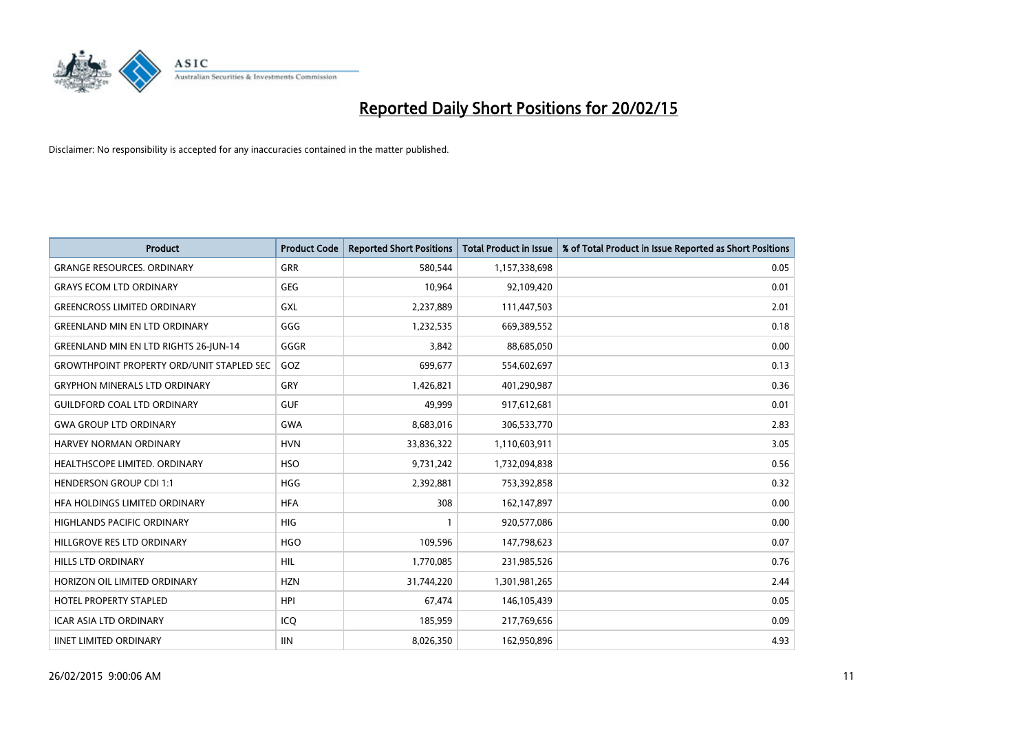# Reported Daily Short Positions for 20/02/15

Disclaimer: No responsibility is accepted for any inaccuracies contained in the matter published.

| Product | Product Code | Reported Short Positions | Total Product in Issue | % of Total Product in Issue Reported as Short Positions |
|---|---|---|---|---|
| GRANGE RESOURCES. ORDINARY | GRR | 580,544 | 1,157,338,698 | 0.05 |
| GRAYS ECOM LTD ORDINARY | GEG | 10,964 | 92,109,420 | 0.01 |
| GREENCROSS LIMITED ORDINARY | GXL | 2,237,889 | 111,447,503 | 2.01 |
| GREENLAND MIN EN LTD ORDINARY | GGG | 1,232,535 | 669,389,552 | 0.18 |
| GREENLAND MIN EN LTD RIGHTS 26-JUN-14 | GGGR | 3,842 | 88,685,050 | 0.00 |
| GROWTHPOINT PROPERTY ORD/UNIT STAPLED SEC | GOZ | 699,677 | 554,602,697 | 0.13 |
| GRYPHON MINERALS LTD ORDINARY | GRY | 1,426,821 | 401,290,987 | 0.36 |
| GUILDFORD COAL LTD ORDINARY | GUF | 49,999 | 917,612,681 | 0.01 |
| GWA GROUP LTD ORDINARY | GWA | 8,683,016 | 306,533,770 | 2.83 |
| HARVEY NORMAN ORDINARY | HVN | 33,836,322 | 1,110,603,911 | 3.05 |
| HEALTHSCOPE LIMITED. ORDINARY | HSO | 9,731,242 | 1,732,094,838 | 0.56 |
| HENDERSON GROUP CDI 1:1 | HGG | 2,392,881 | 753,392,858 | 0.32 |
| HFA HOLDINGS LIMITED ORDINARY | HFA | 308 | 162,147,897 | 0.00 |
| HIGHLANDS PACIFIC ORDINARY | HIG | 1 | 920,577,086 | 0.00 |
| HILLGROVE RES LTD ORDINARY | HGO | 109,596 | 147,798,623 | 0.07 |
| HILLS LTD ORDINARY | HIL | 1,770,085 | 231,985,526 | 0.76 |
| HORIZON OIL LIMITED ORDINARY | HZN | 31,744,220 | 1,301,981,265 | 2.44 |
| HOTEL PROPERTY STAPLED | HPI | 67,474 | 146,105,439 | 0.05 |
| ICAR ASIA LTD ORDINARY | ICQ | 185,959 | 217,769,656 | 0.09 |
| IINET LIMITED ORDINARY | IIN | 8,026,350 | 162,950,896 | 4.93 |

26/02/2015 9:00:06 AM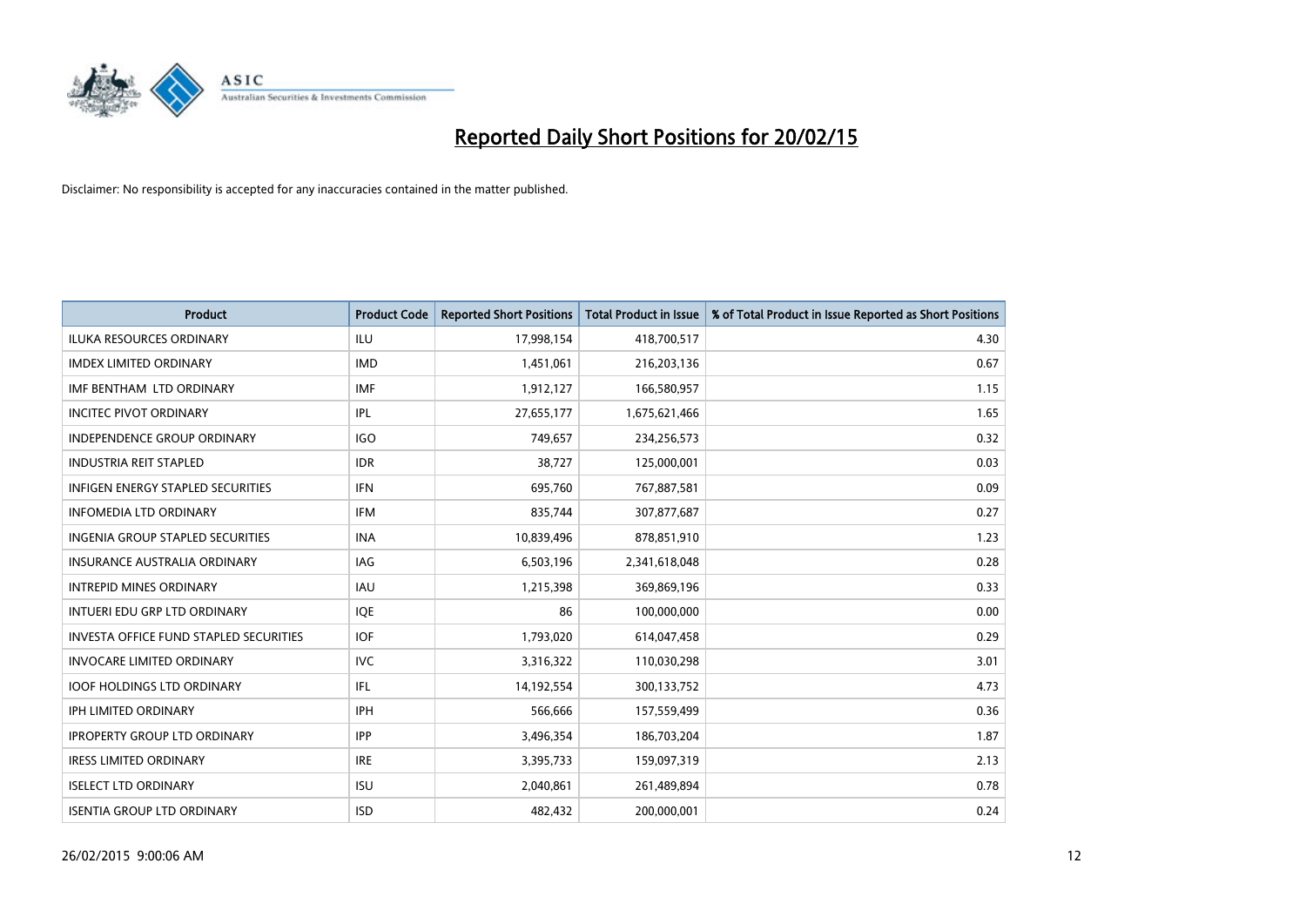# Reported Daily Short Positions for 20/02/15

Disclaimer: No responsibility is accepted for any inaccuracies contained in the matter published.

| Product | Product Code | Reported Short Positions | Total Product in Issue | % of Total Product in Issue Reported as Short Positions |
|---|---|---|---|---|
| ILUKA RESOURCES ORDINARY | ILU | 17,998,154 | 418,700,517 | 4.30 |
| IMDEX LIMITED ORDINARY | IMD | 1,451,061 | 216,203,136 | 0.67 |
| IMF BENTHAM LTD ORDINARY | IMF | 1,912,127 | 166,580,957 | 1.15 |
| INCITEC PIVOT ORDINARY | IPL | 27,655,177 | 1,675,621,466 | 1.65 |
| INDEPENDENCE GROUP ORDINARY | IGO | 749,657 | 234,256,573 | 0.32 |
| INDUSTRIA REIT STAPLED | IDR | 38,727 | 125,000,001 | 0.03 |
| INFIGEN ENERGY STAPLED SECURITIES | IFN | 695,760 | 767,887,581 | 0.09 |
| INFOMEDIA LTD ORDINARY | IFM | 835,744 | 307,877,687 | 0.27 |
| INGENIA GROUP STAPLED SECURITIES | INA | 10,839,496 | 878,851,910 | 1.23 |
| INSURANCE AUSTRALIA ORDINARY | IAG | 6,503,196 | 2,341,618,048 | 0.28 |
| INTREPID MINES ORDINARY | IAU | 1,215,398 | 369,869,196 | 0.33 |
| INTUERI EDU GRP LTD ORDINARY | IQE | 86 | 100,000,000 | 0.00 |
| INVESTA OFFICE FUND STAPLED SECURITIES | IOF | 1,793,020 | 614,047,458 | 0.29 |
| INVOCARE LIMITED ORDINARY | IVC | 3,316,322 | 110,030,298 | 3.01 |
| IOOF HOLDINGS LTD ORDINARY | IFL | 14,192,554 | 300,133,752 | 4.73 |
| IPH LIMITED ORDINARY | IPH | 566,666 | 157,559,499 | 0.36 |
| IPROPERTY GROUP LTD ORDINARY | IPP | 3,496,354 | 186,703,204 | 1.87 |
| IRESS LIMITED ORDINARY | IRE | 3,395,733 | 159,097,319 | 2.13 |
| ISELECT LTD ORDINARY | ISU | 2,040,861 | 261,489,894 | 0.78 |
| ISENTIA GROUP LTD ORDINARY | ISD | 482,432 | 200,000,001 | 0.24 |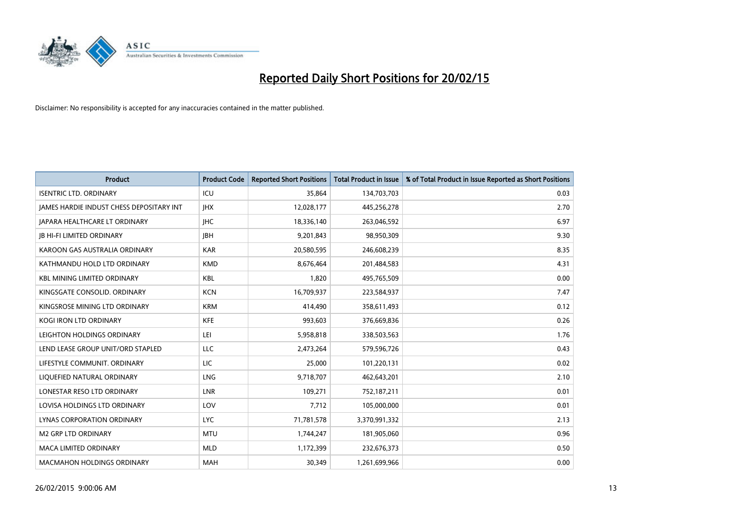# Reported Daily Short Positions for 20/02/15

Disclaimer: No responsibility is accepted for any inaccuracies contained in the matter published.

| Product | Product Code | Reported Short Positions | Total Product in Issue | % of Total Product in Issue Reported as Short Positions |
| --- | --- | --- | --- | --- |
| ISENTRIC LTD. ORDINARY | ICU | 35,864 | 134,703,703 | 0.03 |
| JAMES HARDIE INDUST CHESS DEPOSITARY INT | JHX | 12,028,177 | 445,256,278 | 2.70 |
| JAPARA HEALTHCARE LT ORDINARY | JHC | 18,336,140 | 263,046,592 | 6.97 |
| JB HI-FI LIMITED ORDINARY | JBH | 9,201,843 | 98,950,309 | 9.30 |
| KAROON GAS AUSTRALIA ORDINARY | KAR | 20,580,595 | 246,608,239 | 8.35 |
| KATHMANDU HOLD LTD ORDINARY | KMD | 8,676,464 | 201,484,583 | 4.31 |
| KBL MINING LIMITED ORDINARY | KBL | 1,820 | 495,765,509 | 0.00 |
| KINGSGATE CONSOLID. ORDINARY | KCN | 16,709,937 | 223,584,937 | 7.47 |
| KINGSROSE MINING LTD ORDINARY | KRM | 414,490 | 358,611,493 | 0.12 |
| KOGI IRON LTD ORDINARY | KFE | 993,603 | 376,669,836 | 0.26 |
| LEIGHTON HOLDINGS ORDINARY | LEI | 5,958,818 | 338,503,563 | 1.76 |
| LEND LEASE GROUP UNIT/ORD STAPLED | LLC | 2,473,264 | 579,596,726 | 0.43 |
| LIFESTYLE COMMUNIT. ORDINARY | LIC | 25,000 | 101,220,131 | 0.02 |
| LIQUEFIED NATURAL ORDINARY | LNG | 9,718,707 | 462,643,201 | 2.10 |
| LONESTAR RESO LTD ORDINARY | LNR | 109,271 | 752,187,211 | 0.01 |
| LOVISA HOLDINGS LTD ORDINARY | LOV | 7,712 | 105,000,000 | 0.01 |
| LYNAS CORPORATION ORDINARY | LYC | 71,781,578 | 3,370,991,332 | 2.13 |
| M2 GRP LTD ORDINARY | MTU | 1,744,247 | 181,905,060 | 0.96 |
| MACA LIMITED ORDINARY | MLD | 1,172,399 | 232,676,373 | 0.50 |
| MACMAHON HOLDINGS ORDINARY | MAH | 30,349 | 1,261,699,966 | 0.00 |

26/02/2015 9:00:06 AM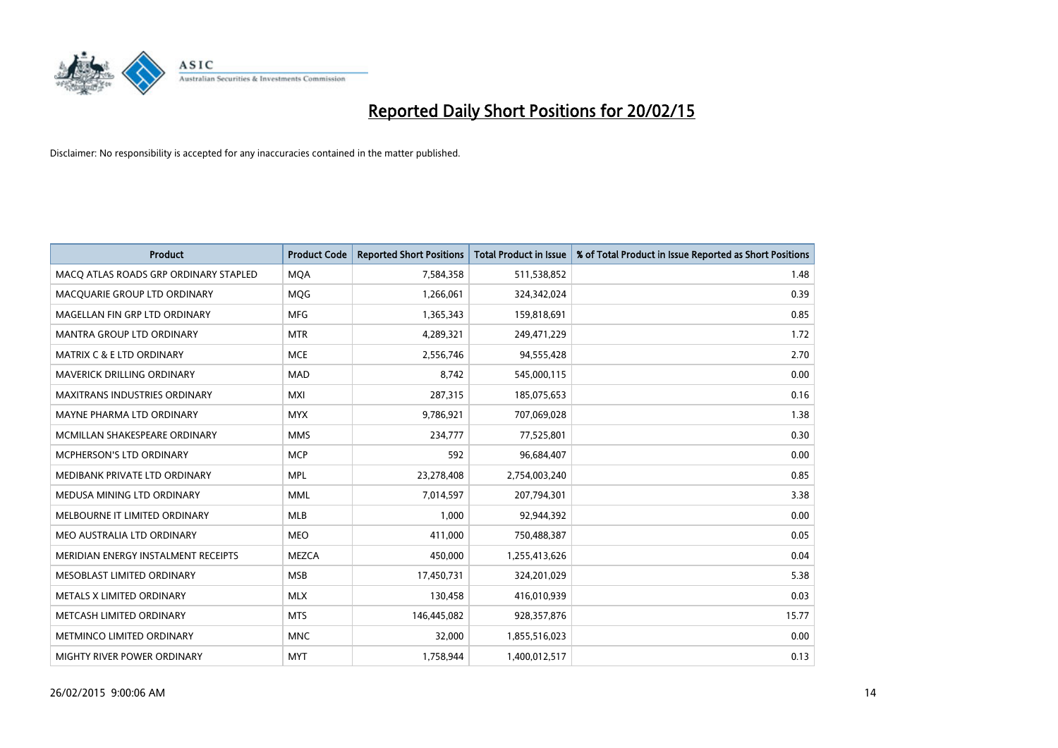# Reported Daily Short Positions for 20/02/15

Disclaimer: No responsibility is accepted for any inaccuracies contained in the matter published.

| Product | Product Code | Reported Short Positions | Total Product in Issue | % of Total Product in Issue Reported as Short Positions |
|---|---|---|---|---|
| MACQ ATLAS ROADS GRP ORDINARY STAPLED | MQA | 7,584,358 | 511,538,852 | 1.48 |
| MACQUARIE GROUP LTD ORDINARY | MQG | 1,266,061 | 324,342,024 | 0.39 |
| MAGELLAN FIN GRP LTD ORDINARY | MFG | 1,365,343 | 159,818,691 | 0.85 |
| MANTRA GROUP LTD ORDINARY | MTR | 4,289,321 | 249,471,229 | 1.72 |
| MATRIX C & E LTD ORDINARY | MCE | 2,556,746 | 94,555,428 | 2.70 |
| MAVERICK DRILLING ORDINARY | MAD | 8,742 | 545,000,115 | 0.00 |
| MAXITRANS INDUSTRIES ORDINARY | MXI | 287,315 | 185,075,653 | 0.16 |
| MAYNE PHARMA LTD ORDINARY | MYX | 9,786,921 | 707,069,028 | 1.38 |
| MCMILLAN SHAKESPEARE ORDINARY | MMS | 234,777 | 77,525,801 | 0.30 |
| MCPHERSON'S LTD ORDINARY | MCP | 592 | 96,684,407 | 0.00 |
| MEDIBANK PRIVATE LTD ORDINARY | MPL | 23,278,408 | 2,754,003,240 | 0.85 |
| MEDUSA MINING LTD ORDINARY | MML | 7,014,597 | 207,794,301 | 3.38 |
| MELBOURNE IT LIMITED ORDINARY | MLB | 1,000 | 92,944,392 | 0.00 |
| MEO AUSTRALIA LTD ORDINARY | MEO | 411,000 | 750,488,387 | 0.05 |
| MERIDIAN ENERGY INSTALMENT RECEIPTS | MEZCA | 450,000 | 1,255,413,626 | 0.04 |
| MESOBLAST LIMITED ORDINARY | MSB | 17,450,731 | 324,201,029 | 5.38 |
| METALS X LIMITED ORDINARY | MLX | 130,458 | 416,010,939 | 0.03 |
| METCASH LIMITED ORDINARY | MTS | 146,445,082 | 928,357,876 | 15.77 |
| METMINCO LIMITED ORDINARY | MNC | 32,000 | 1,855,516,023 | 0.00 |
| MIGHTY RIVER POWER ORDINARY | MYT | 1,758,944 | 1,400,012,517 | 0.13 |

26/02/2015 9:00:06 AM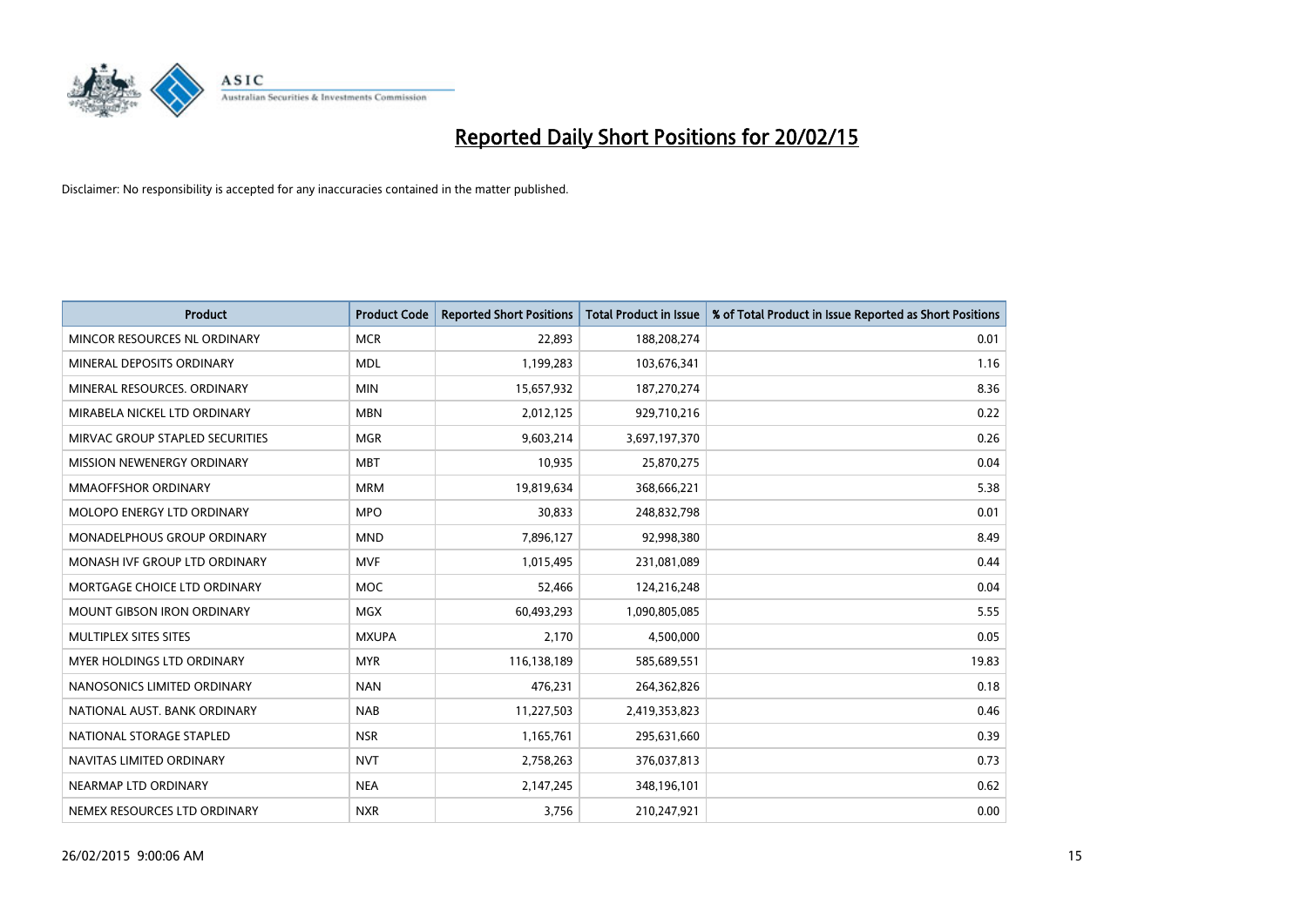# Reported Daily Short Positions for 20/02/15

Disclaimer: No responsibility is accepted for any inaccuracies contained in the matter published.

| Product | Product Code | Reported Short Positions | Total Product in Issue | % of Total Product in Issue Reported as Short Positions |
|---|---|---|---|---|
| MINCOR RESOURCES NL ORDINARY | MCR | 22,893 | 188,208,274 | 0.01 |
| MINERAL DEPOSITS ORDINARY | MDL | 1,199,283 | 103,676,341 | 1.16 |
| MINERAL RESOURCES. ORDINARY | MIN | 15,657,932 | 187,270,274 | 8.36 |
| MIRABELA NICKEL LTD ORDINARY | MBN | 2,012,125 | 929,710,216 | 0.22 |
| MIRVAC GROUP STAPLED SECURITIES | MGR | 9,603,214 | 3,697,197,370 | 0.26 |
| MISSION NEWENERGY ORDINARY | MBT | 10,935 | 25,870,275 | 0.04 |
| MMAOFFSHOR ORDINARY | MRM | 19,819,634 | 368,666,221 | 5.38 |
| MOLOPO ENERGY LTD ORDINARY | MPO | 30,833 | 248,832,798 | 0.01 |
| MONADELPHOUS GROUP ORDINARY | MND | 7,896,127 | 92,998,380 | 8.49 |
| MONASH IVF GROUP LTD ORDINARY | MVF | 1,015,495 | 231,081,089 | 0.44 |
| MORTGAGE CHOICE LTD ORDINARY | MOC | 52,466 | 124,216,248 | 0.04 |
| MOUNT GIBSON IRON ORDINARY | MGX | 60,493,293 | 1,090,805,085 | 5.55 |
| MULTIPLEX SITES SITES | MXUPA | 2,170 | 4,500,000 | 0.05 |
| MYER HOLDINGS LTD ORDINARY | MYR | 116,138,189 | 585,689,551 | 19.83 |
| NANOSONICS LIMITED ORDINARY | NAN | 476,231 | 264,362,826 | 0.18 |
| NATIONAL AUST. BANK ORDINARY | NAB | 11,227,503 | 2,419,353,823 | 0.46 |
| NATIONAL STORAGE STAPLED | NSR | 1,165,761 | 295,631,660 | 0.39 |
| NAVITAS LIMITED ORDINARY | NVT | 2,758,263 | 376,037,813 | 0.73 |
| NEARMAP LTD ORDINARY | NEA | 2,147,245 | 348,196,101 | 0.62 |
| NEMEX RESOURCES LTD ORDINARY | NXR | 3,756 | 210,247,921 | 0.00 |

26/02/2015 9:00:06 AM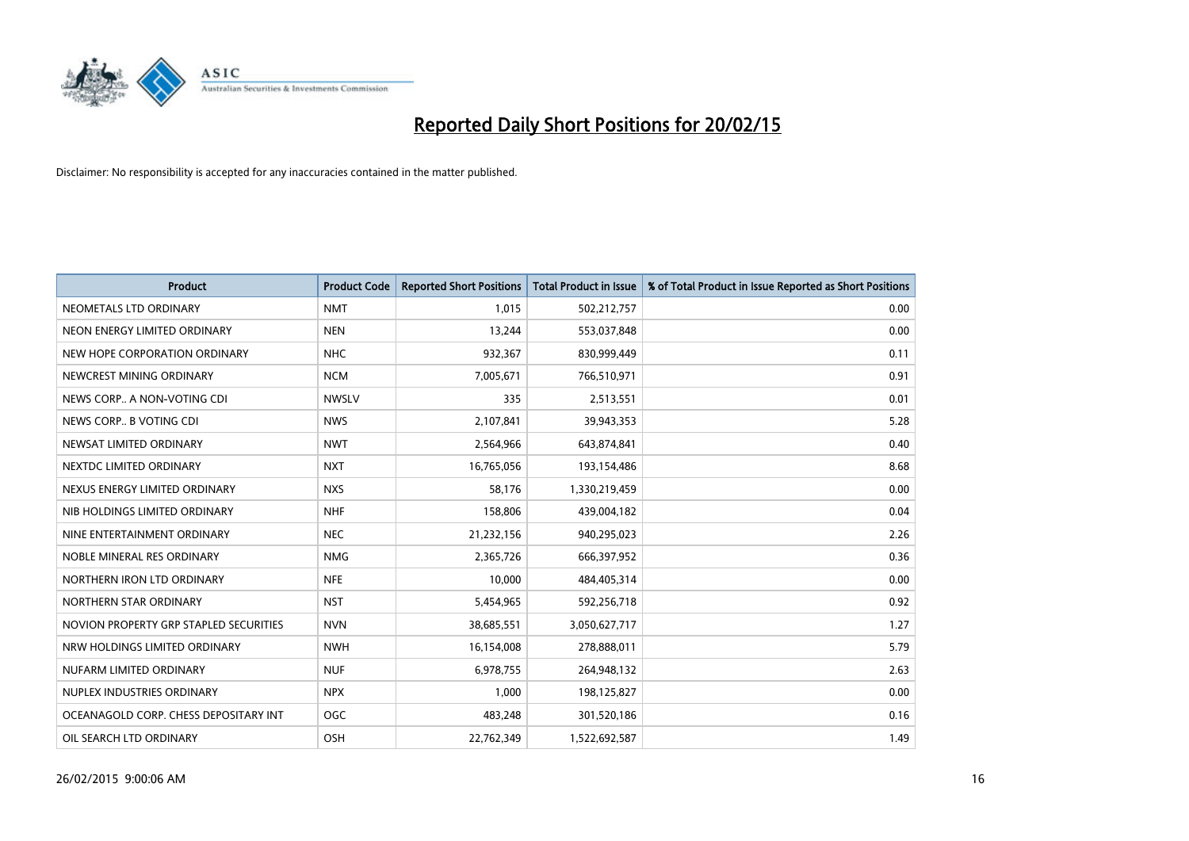# Reported Daily Short Positions for 20/02/15

Disclaimer: No responsibility is accepted for any inaccuracies contained in the matter published.

| Product | Product Code | Reported Short Positions | Total Product in Issue | % of Total Product in Issue Reported as Short Positions |
|---|---|---|---|---|
| NEOMETALS LTD ORDINARY | NMT | 1,015 | 502,212,757 | 0.00 |
| NEON ENERGY LIMITED ORDINARY | NEN | 13,244 | 553,037,848 | 0.00 |
| NEW HOPE CORPORATION ORDINARY | NHC | 932,367 | 830,999,449 | 0.11 |
| NEWCREST MINING ORDINARY | NCM | 7,005,671 | 766,510,971 | 0.91 |
| NEWS CORP.. A NON-VOTING CDI | NWSLV | 335 | 2,513,551 | 0.01 |
| NEWS CORP.. B VOTING CDI | NWS | 2,107,841 | 39,943,353 | 5.28 |
| NEWSAT LIMITED ORDINARY | NWT | 2,564,966 | 643,874,841 | 0.40 |
| NEXTDC LIMITED ORDINARY | NXT | 16,765,056 | 193,154,486 | 8.68 |
| NEXUS ENERGY LIMITED ORDINARY | NXS | 58,176 | 1,330,219,459 | 0.00 |
| NIB HOLDINGS LIMITED ORDINARY | NHF | 158,806 | 439,004,182 | 0.04 |
| NINE ENTERTAINMENT ORDINARY | NEC | 21,232,156 | 940,295,023 | 2.26 |
| NOBLE MINERAL RES ORDINARY | NMG | 2,365,726 | 666,397,952 | 0.36 |
| NORTHERN IRON LTD ORDINARY | NFE | 10,000 | 484,405,314 | 0.00 |
| NORTHERN STAR ORDINARY | NST | 5,454,965 | 592,256,718 | 0.92 |
| NOVION PROPERTY GRP STAPLED SECURITIES | NVN | 38,685,551 | 3,050,627,717 | 1.27 |
| NRW HOLDINGS LIMITED ORDINARY | NWH | 16,154,008 | 278,888,011 | 5.79 |
| NUFARM LIMITED ORDINARY | NUF | 6,978,755 | 264,948,132 | 2.63 |
| NUPLEX INDUSTRIES ORDINARY | NPX | 1,000 | 198,125,827 | 0.00 |
| OCEANAGOLD CORP. CHESS DEPOSITARY INT | OGC | 483,248 | 301,520,186 | 0.16 |
| OIL SEARCH LTD ORDINARY | OSH | 22,762,349 | 1,522,692,587 | 1.49 |

26/02/2015 9:00:06 AM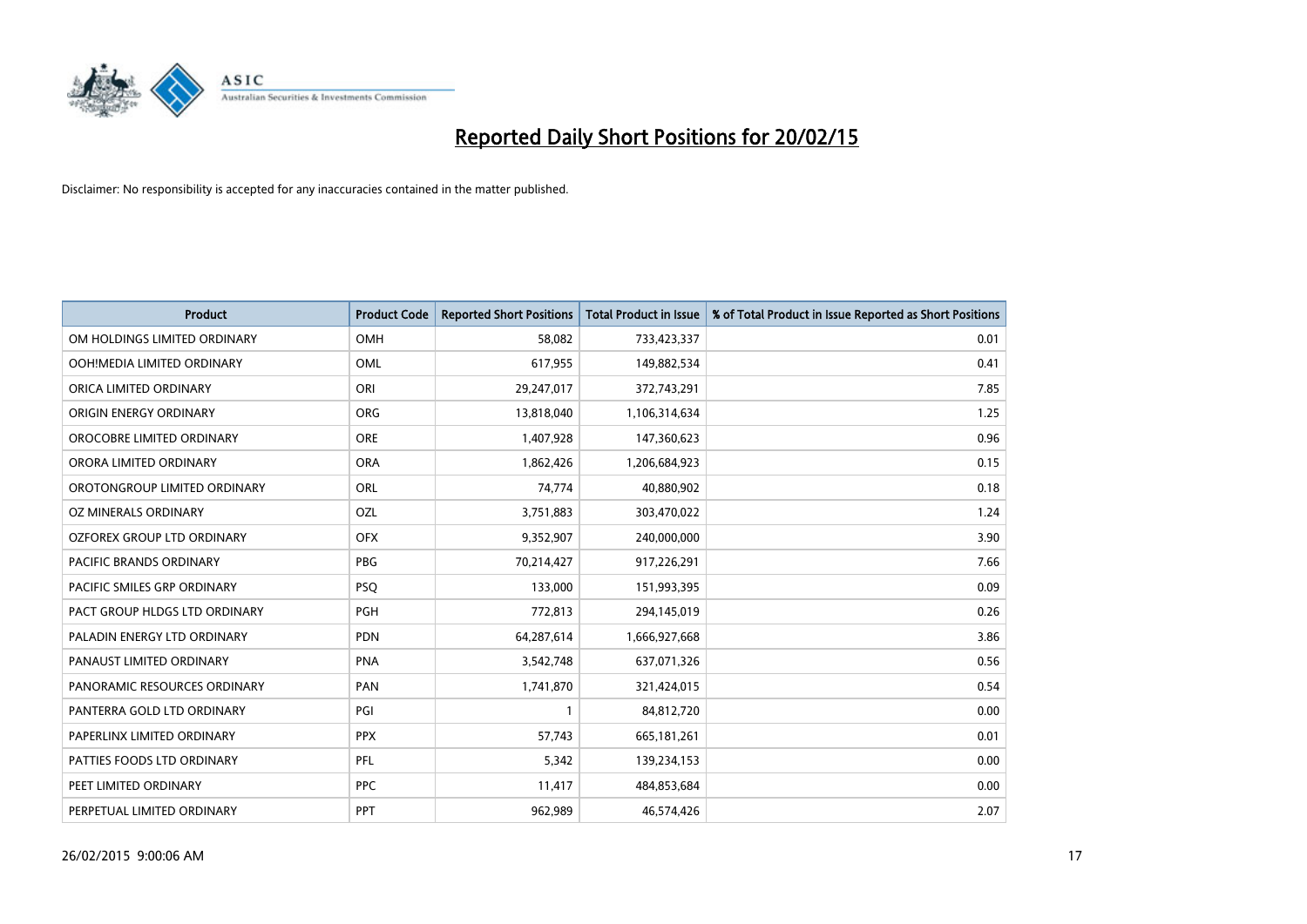# Reported Daily Short Positions for 20/02/15

Disclaimer: No responsibility is accepted for any inaccuracies contained in the matter published.

| Product | Product Code | Reported Short Positions | Total Product in Issue | % of Total Product in Issue Reported as Short Positions |
|---|---|---|---|---|
| OM HOLDINGS LIMITED ORDINARY | OMH | 58,082 | 733,423,337 | 0.01 |
| OOH!MEDIA LIMITED ORDINARY | OML | 617,955 | 149,882,534 | 0.41 |
| ORICA LIMITED ORDINARY | ORI | 29,247,017 | 372,743,291 | 7.85 |
| ORIGIN ENERGY ORDINARY | ORG | 13,818,040 | 1,106,314,634 | 1.25 |
| OROCOBRE LIMITED ORDINARY | ORE | 1,407,928 | 147,360,623 | 0.96 |
| ORORA LIMITED ORDINARY | ORA | 1,862,426 | 1,206,684,923 | 0.15 |
| OROTONGROUP LIMITED ORDINARY | ORL | 74,774 | 40,880,902 | 0.18 |
| OZ MINERALS ORDINARY | OZL | 3,751,883 | 303,470,022 | 1.24 |
| OZFOREX GROUP LTD ORDINARY | OFX | 9,352,907 | 240,000,000 | 3.90 |
| PACIFIC BRANDS ORDINARY | PBG | 70,214,427 | 917,226,291 | 7.66 |
| PACIFIC SMILES GRP ORDINARY | PSQ | 133,000 | 151,993,395 | 0.09 |
| PACT GROUP HLDGS LTD ORDINARY | PGH | 772,813 | 294,145,019 | 0.26 |
| PALADIN ENERGY LTD ORDINARY | PDN | 64,287,614 | 1,666,927,668 | 3.86 |
| PANAUST LIMITED ORDINARY | PNA | 3,542,748 | 637,071,326 | 0.56 |
| PANORAMIC RESOURCES ORDINARY | PAN | 1,741,870 | 321,424,015 | 0.54 |
| PANTERRA GOLD LTD ORDINARY | PGI | 1 | 84,812,720 | 0.00 |
| PAPERLINX LIMITED ORDINARY | PPX | 57,743 | 665,181,261 | 0.01 |
| PATTIES FOODS LTD ORDINARY | PFL | 5,342 | 139,234,153 | 0.00 |
| PEET LIMITED ORDINARY | PPC | 11,417 | 484,853,684 | 0.00 |
| PERPETUAL LIMITED ORDINARY | PPT | 962,989 | 46,574,426 | 2.07 |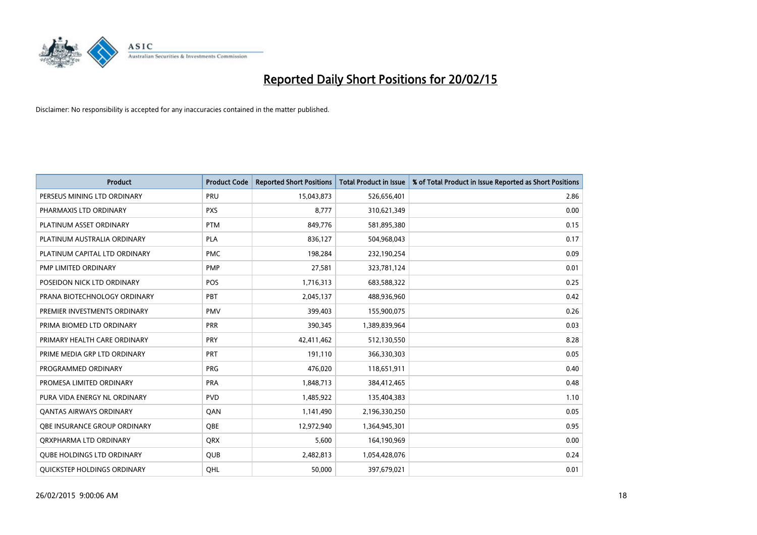# Reported Daily Short Positions for 20/02/15

Disclaimer: No responsibility is accepted for any inaccuracies contained in the matter published.

| Product | Product Code | Reported Short Positions | Total Product in Issue | % of Total Product in Issue Reported as Short Positions |
|---|---|---|---|---|
| PERSEUS MINING LTD ORDINARY | PRU | 15,043,873 | 526,656,401 | 2.86 |
| PHARMAXIS LTD ORDINARY | PXS | 8,777 | 310,621,349 | 0.00 |
| PLATINUM ASSET ORDINARY | PTM | 849,776 | 581,895,380 | 0.15 |
| PLATINUM AUSTRALIA ORDINARY | PLA | 836,127 | 504,968,043 | 0.17 |
| PLATINUM CAPITAL LTD ORDINARY | PMC | 198,284 | 232,190,254 | 0.09 |
| PMP LIMITED ORDINARY | PMP | 27,581 | 323,781,124 | 0.01 |
| POSEIDON NICK LTD ORDINARY | POS | 1,716,313 | 683,588,322 | 0.25 |
| PRANA BIOTECHNOLOGY ORDINARY | PBT | 2,045,137 | 488,936,960 | 0.42 |
| PREMIER INVESTMENTS ORDINARY | PMV | 399,403 | 155,900,075 | 0.26 |
| PRIMA BIOMED LTD ORDINARY | PRR | 390,345 | 1,389,839,964 | 0.03 |
| PRIMARY HEALTH CARE ORDINARY | PRY | 42,411,462 | 512,130,550 | 8.28 |
| PRIME MEDIA GRP LTD ORDINARY | PRT | 191,110 | 366,330,303 | 0.05 |
| PROGRAMMED ORDINARY | PRG | 476,020 | 118,651,911 | 0.40 |
| PROMESA LIMITED ORDINARY | PRA | 1,848,713 | 384,412,465 | 0.48 |
| PURA VIDA ENERGY NL ORDINARY | PVD | 1,485,922 | 135,404,383 | 1.10 |
| QANTAS AIRWAYS ORDINARY | QAN | 1,141,490 | 2,196,330,250 | 0.05 |
| QBE INSURANCE GROUP ORDINARY | QBE | 12,972,940 | 1,364,945,301 | 0.95 |
| QRXPHARMA LTD ORDINARY | QRX | 5,600 | 164,190,969 | 0.00 |
| QUBE HOLDINGS LTD ORDINARY | QUB | 2,482,813 | 1,054,428,076 | 0.24 |
| QUICKSTEP HOLDINGS ORDINARY | QHL | 50,000 | 397,679,021 | 0.01 |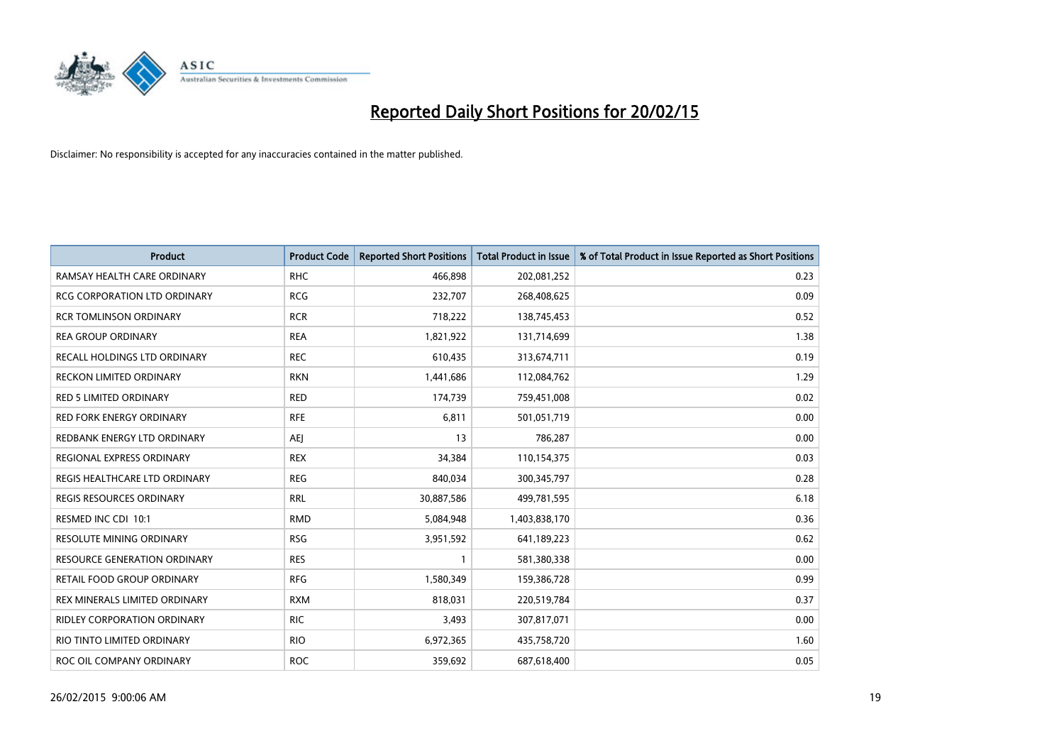# Reported Daily Short Positions for 20/02/15

Disclaimer: No responsibility is accepted for any inaccuracies contained in the matter published.

| Product | Product Code | Reported Short Positions | Total Product in Issue | % of Total Product in Issue Reported as Short Positions |
|---|---|---|---|---|
| RAMSAY HEALTH CARE ORDINARY | RHC | 466,898 | 202,081,252 | 0.23 |
| RCG CORPORATION LTD ORDINARY | RCG | 232,707 | 268,408,625 | 0.09 |
| RCR TOMLINSON ORDINARY | RCR | 718,222 | 138,745,453 | 0.52 |
| REA GROUP ORDINARY | REA | 1,821,922 | 131,714,699 | 1.38 |
| RECALL HOLDINGS LTD ORDINARY | REC | 610,435 | 313,674,711 | 0.19 |
| RECKON LIMITED ORDINARY | RKN | 1,441,686 | 112,084,762 | 1.29 |
| RED 5 LIMITED ORDINARY | RED | 174,739 | 759,451,008 | 0.02 |
| RED FORK ENERGY ORDINARY | RFE | 6,811 | 501,051,719 | 0.00 |
| REDBANK ENERGY LTD ORDINARY | AEJ | 13 | 786,287 | 0.00 |
| REGIONAL EXPRESS ORDINARY | REX | 34,384 | 110,154,375 | 0.03 |
| REGIS HEALTHCARE LTD ORDINARY | REG | 840,034 | 300,345,797 | 0.28 |
| REGIS RESOURCES ORDINARY | RRL | 30,887,586 | 499,781,595 | 6.18 |
| RESMED INC CDI 10:1 | RMD | 5,084,948 | 1,403,838,170 | 0.36 |
| RESOLUTE MINING ORDINARY | RSG | 3,951,592 | 641,189,223 | 0.62 |
| RESOURCE GENERATION ORDINARY | RES | 1 | 581,380,338 | 0.00 |
| RETAIL FOOD GROUP ORDINARY | RFG | 1,580,349 | 159,386,728 | 0.99 |
| REX MINERALS LIMITED ORDINARY | RXM | 818,031 | 220,519,784 | 0.37 |
| RIDLEY CORPORATION ORDINARY | RIC | 3,493 | 307,817,071 | 0.00 |
| RIO TINTO LIMITED ORDINARY | RIO | 6,972,365 | 435,758,720 | 1.60 |
| ROC OIL COMPANY ORDINARY | ROC | 359,692 | 687,618,400 | 0.05 |

26/02/2015 9:00:06 AM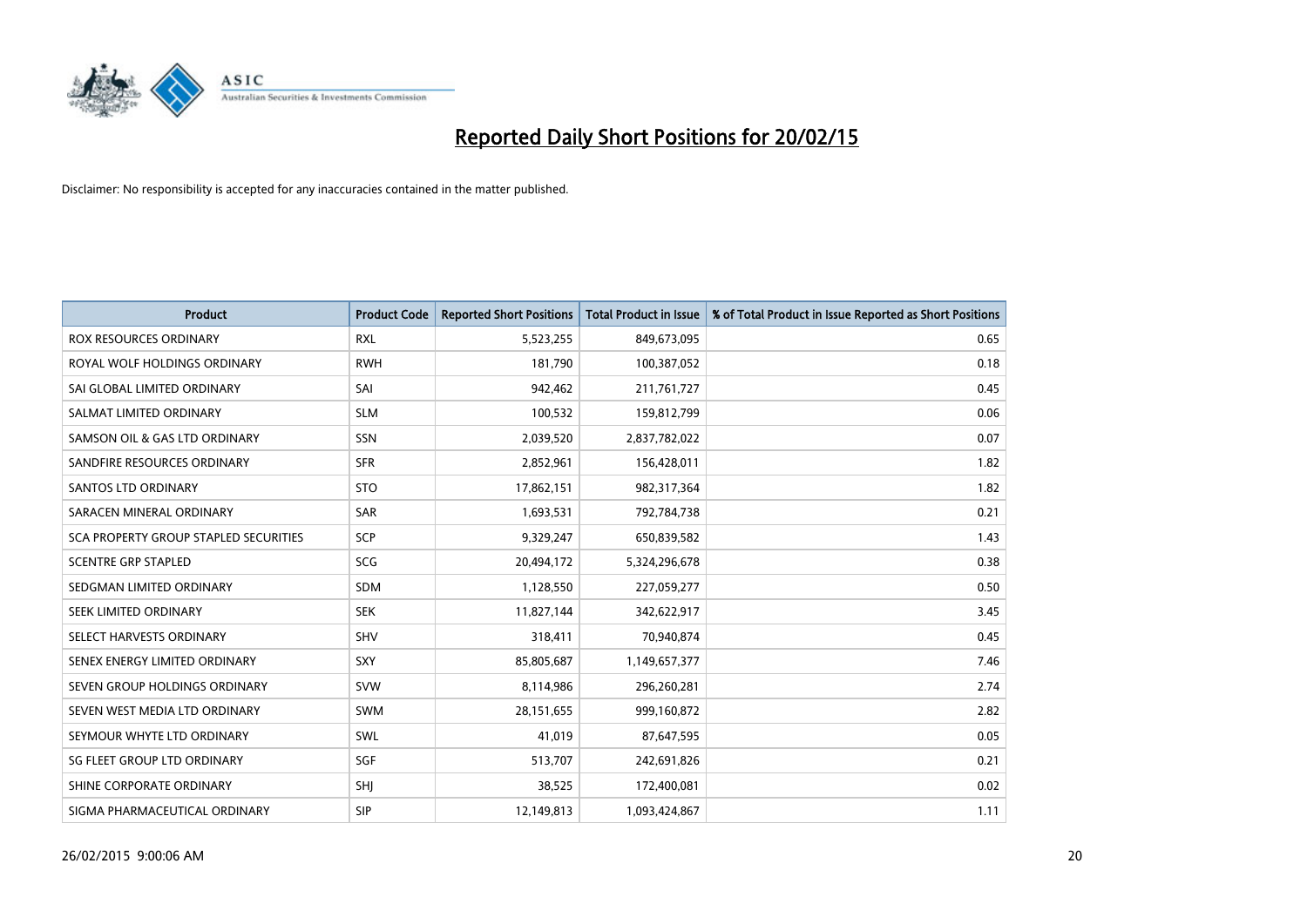# Reported Daily Short Positions for 20/02/15

Disclaimer: No responsibility is accepted for any inaccuracies contained in the matter published.

| Product | Product Code | Reported Short Positions | Total Product in Issue | % of Total Product in Issue Reported as Short Positions |
|---|---|---|---|---|
| ROX RESOURCES ORDINARY | RXL | 5,523,255 | 849,673,095 | 0.65 |
| ROYAL WOLF HOLDINGS ORDINARY | RWH | 181,790 | 100,387,052 | 0.18 |
| SAI GLOBAL LIMITED ORDINARY | SAI | 942,462 | 211,761,727 | 0.45 |
| SALMAT LIMITED ORDINARY | SLM | 100,532 | 159,812,799 | 0.06 |
| SAMSON OIL & GAS LTD ORDINARY | SSN | 2,039,520 | 2,837,782,022 | 0.07 |
| SANDFIRE RESOURCES ORDINARY | SFR | 2,852,961 | 156,428,011 | 1.82 |
| SANTOS LTD ORDINARY | STO | 17,862,151 | 982,317,364 | 1.82 |
| SARACEN MINERAL ORDINARY | SAR | 1,693,531 | 792,784,738 | 0.21 |
| SCA PROPERTY GROUP STAPLED SECURITIES | SCP | 9,329,247 | 650,839,582 | 1.43 |
| SCENTRE GRP STAPLED | SCG | 20,494,172 | 5,324,296,678 | 0.38 |
| SEDGMAN LIMITED ORDINARY | SDM | 1,128,550 | 227,059,277 | 0.50 |
| SEEK LIMITED ORDINARY | SEK | 11,827,144 | 342,622,917 | 3.45 |
| SELECT HARVESTS ORDINARY | SHV | 318,411 | 70,940,874 | 0.45 |
| SENEX ENERGY LIMITED ORDINARY | SXY | 85,805,687 | 1,149,657,377 | 7.46 |
| SEVEN GROUP HOLDINGS ORDINARY | SVW | 8,114,986 | 296,260,281 | 2.74 |
| SEVEN WEST MEDIA LTD ORDINARY | SWM | 28,151,655 | 999,160,872 | 2.82 |
| SEYMOUR WHYTE LTD ORDINARY | SWL | 41,019 | 87,647,595 | 0.05 |
| SG FLEET GROUP LTD ORDINARY | SGF | 513,707 | 242,691,826 | 0.21 |
| SHINE CORPORATE ORDINARY | SHJ | 38,525 | 172,400,081 | 0.02 |
| SIGMA PHARMACEUTICAL ORDINARY | SIP | 12,149,813 | 1,093,424,867 | 1.11 |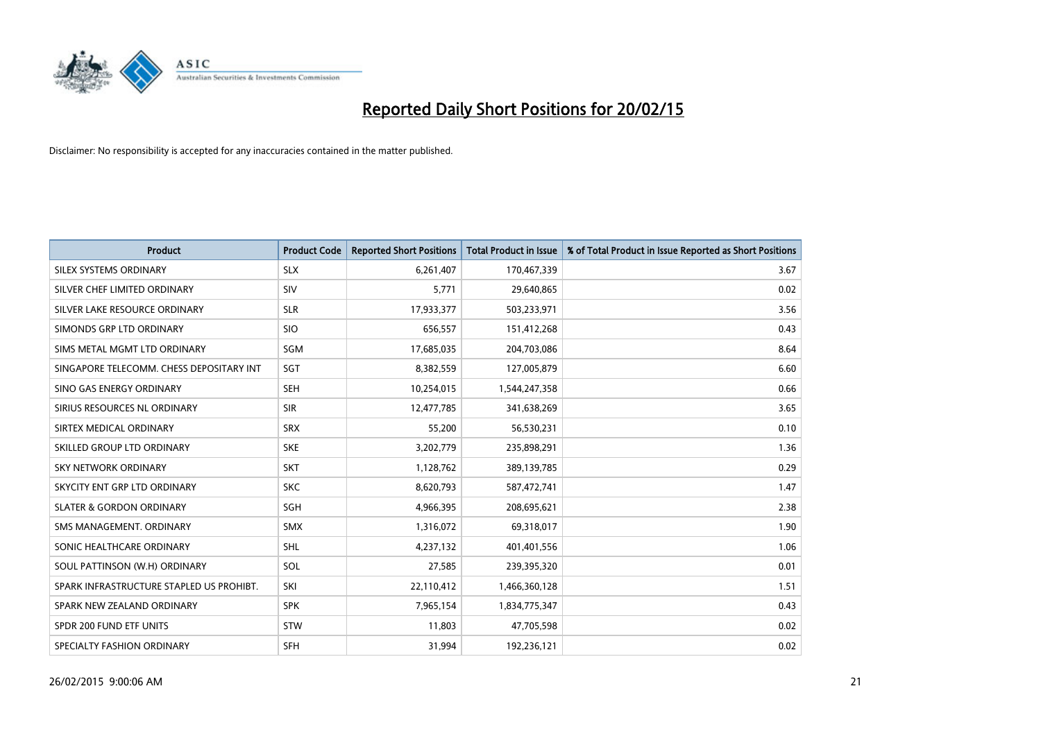# Reported Daily Short Positions for 20/02/15

Disclaimer: No responsibility is accepted for any inaccuracies contained in the matter published.

| Product | Product Code | Reported Short Positions | Total Product in Issue | % of Total Product in Issue Reported as Short Positions |
|---|---|---|---|---|
| SILEX SYSTEMS ORDINARY | SLX | 6,261,407 | 170,467,339 | 3.67 |
| SILVER CHEF LIMITED ORDINARY | SIV | 5,771 | 29,640,865 | 0.02 |
| SILVER LAKE RESOURCE ORDINARY | SLR | 17,933,377 | 503,233,971 | 3.56 |
| SIMONDS GRP LTD ORDINARY | SIO | 656,557 | 151,412,268 | 0.43 |
| SIMS METAL MGMT LTD ORDINARY | SGM | 17,685,035 | 204,703,086 | 8.64 |
| SINGAPORE TELECOMM. CHESS DEPOSITARY INT | SGT | 8,382,559 | 127,005,879 | 6.60 |
| SINO GAS ENERGY ORDINARY | SEH | 10,254,015 | 1,544,247,358 | 0.66 |
| SIRIUS RESOURCES NL ORDINARY | SIR | 12,477,785 | 341,638,269 | 3.65 |
| SIRTEX MEDICAL ORDINARY | SRX | 55,200 | 56,530,231 | 0.10 |
| SKILLED GROUP LTD ORDINARY | SKE | 3,202,779 | 235,898,291 | 1.36 |
| SKY NETWORK ORDINARY | SKT | 1,128,762 | 389,139,785 | 0.29 |
| SKYCITY ENT GRP LTD ORDINARY | SKC | 8,620,793 | 587,472,741 | 1.47 |
| SLATER & GORDON ORDINARY | SGH | 4,966,395 | 208,695,621 | 2.38 |
| SMS MANAGEMENT. ORDINARY | SMX | 1,316,072 | 69,318,017 | 1.90 |
| SONIC HEALTHCARE ORDINARY | SHL | 4,237,132 | 401,401,556 | 1.06 |
| SOUL PATTINSON (W.H) ORDINARY | SOL | 27,585 | 239,395,320 | 0.01 |
| SPARK INFRASTRUCTURE STAPLED US PROHIBT. | SKI | 22,110,412 | 1,466,360,128 | 1.51 |
| SPARK NEW ZEALAND ORDINARY | SPK | 7,965,154 | 1,834,775,347 | 0.43 |
| SPDR 200 FUND ETF UNITS | STW | 11,803 | 47,705,598 | 0.02 |
| SPECIALTY FASHION ORDINARY | SFH | 31,994 | 192,236,121 | 0.02 |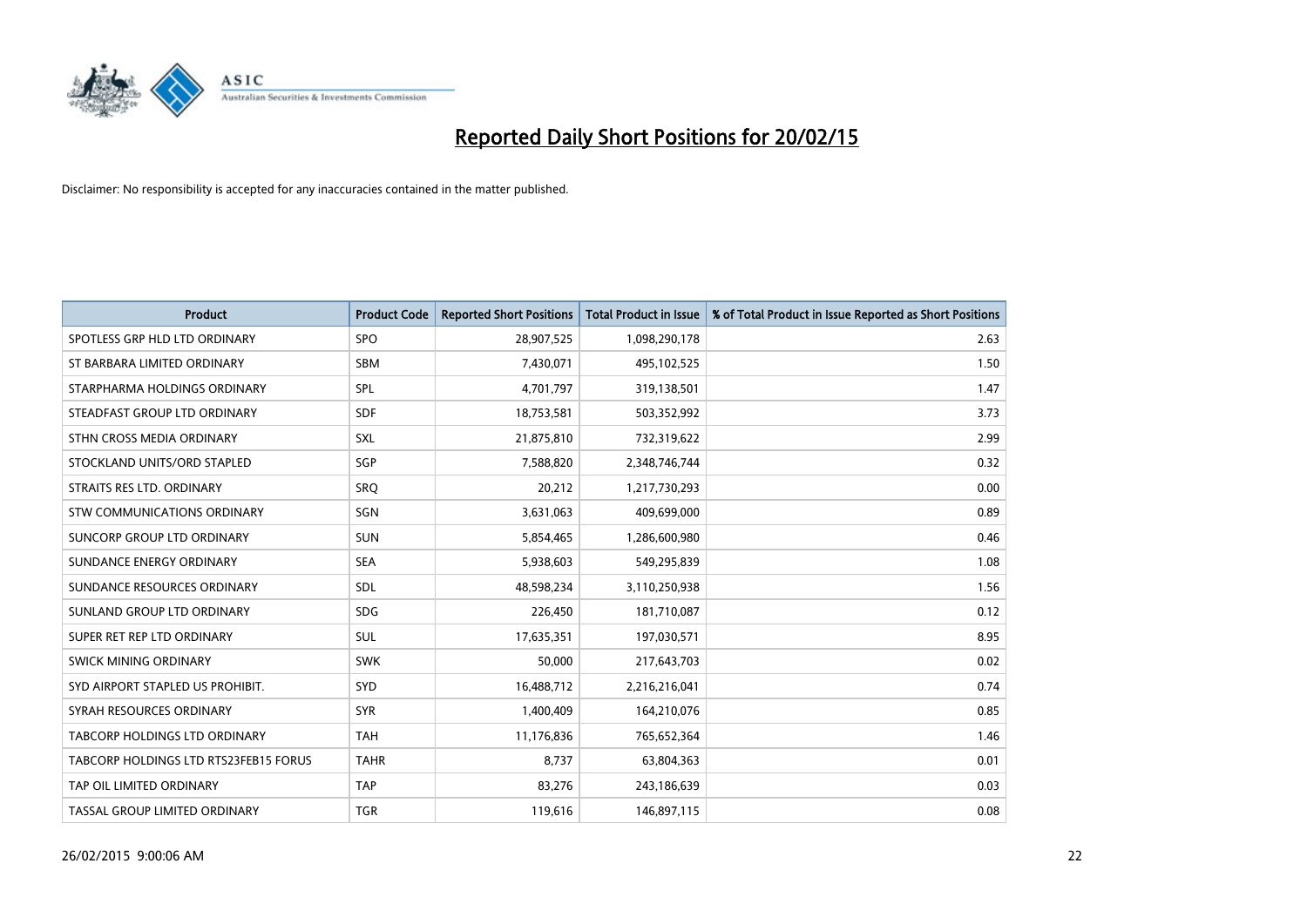# Reported Daily Short Positions for 20/02/15

Disclaimer: No responsibility is accepted for any inaccuracies contained in the matter published.

| Product | Product Code | Reported Short Positions | Total Product in Issue | % of Total Product in Issue Reported as Short Positions |
|---|---|---|---|---|
| SPOTLESS GRP HLD LTD ORDINARY | SPO | 28,907,525 | 1,098,290,178 | 2.63 |
| ST BARBARA LIMITED ORDINARY | SBM | 7,430,071 | 495,102,525 | 1.50 |
| STARPHARMA HOLDINGS ORDINARY | SPL | 4,701,797 | 319,138,501 | 1.47 |
| STEADFAST GROUP LTD ORDINARY | SDF | 18,753,581 | 503,352,992 | 3.73 |
| STHN CROSS MEDIA ORDINARY | SXL | 21,875,810 | 732,319,622 | 2.99 |
| STOCKLAND UNITS/ORD STAPLED | SGP | 7,588,820 | 2,348,746,744 | 0.32 |
| STRAITS RES LTD. ORDINARY | SRQ | 20,212 | 1,217,730,293 | 0.00 |
| STW COMMUNICATIONS ORDINARY | SGN | 3,631,063 | 409,699,000 | 0.89 |
| SUNCORP GROUP LTD ORDINARY | SUN | 5,854,465 | 1,286,600,980 | 0.46 |
| SUNDANCE ENERGY ORDINARY | SEA | 5,938,603 | 549,295,839 | 1.08 |
| SUNDANCE RESOURCES ORDINARY | SDL | 48,598,234 | 3,110,250,938 | 1.56 |
| SUNLAND GROUP LTD ORDINARY | SDG | 226,450 | 181,710,087 | 0.12 |
| SUPER RET REP LTD ORDINARY | SUL | 17,635,351 | 197,030,571 | 8.95 |
| SWICK MINING ORDINARY | SWK | 50,000 | 217,643,703 | 0.02 |
| SYD AIRPORT STAPLED US PROHIBIT. | SYD | 16,488,712 | 2,216,216,041 | 0.74 |
| SYRAH RESOURCES ORDINARY | SYR | 1,400,409 | 164,210,076 | 0.85 |
| TABCORP HOLDINGS LTD ORDINARY | TAH | 11,176,836 | 765,652,364 | 1.46 |
| TABCORP HOLDINGS LTD RTS23FEB15 FORUS | TAHR | 8,737 | 63,804,363 | 0.01 |
| TAP OIL LIMITED ORDINARY | TAP | 83,276 | 243,186,639 | 0.03 |
| TASSAL GROUP LIMITED ORDINARY | TGR | 119,616 | 146,897,115 | 0.08 |

26/02/2015 9:00:06 AM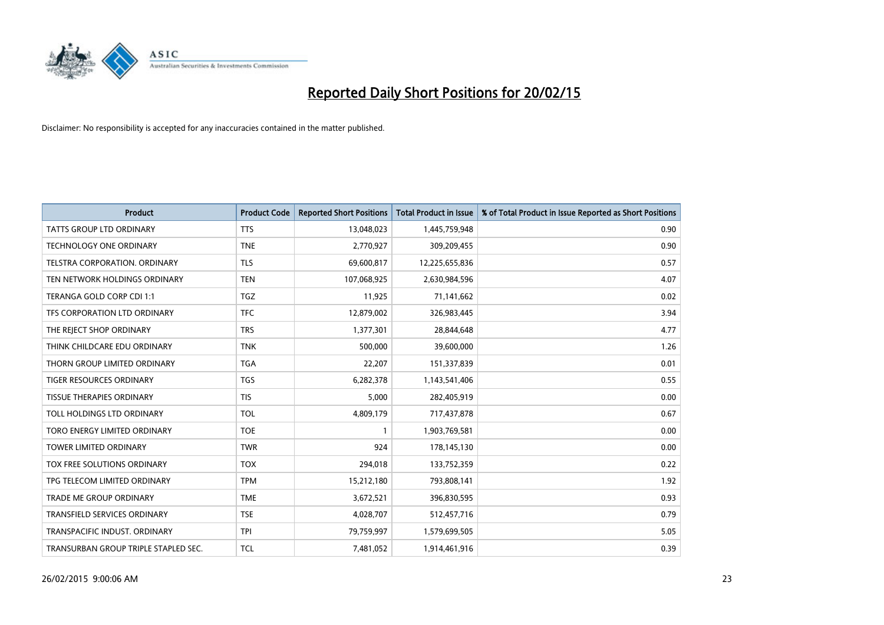# Reported Daily Short Positions for 20/02/15

Disclaimer: No responsibility is accepted for any inaccuracies contained in the matter published.

| Product | Product Code | Reported Short Positions | Total Product in Issue | % of Total Product in Issue Reported as Short Positions |
|---|---|---|---|---|
| TATTS GROUP LTD ORDINARY | TTS | 13,048,023 | 1,445,759,948 | 0.90 |
| TECHNOLOGY ONE ORDINARY | TNE | 2,770,927 | 309,209,455 | 0.90 |
| TELSTRA CORPORATION. ORDINARY | TLS | 69,600,817 | 12,225,655,836 | 0.57 |
| TEN NETWORK HOLDINGS ORDINARY | TEN | 107,068,925 | 2,630,984,596 | 4.07 |
| TERANGA GOLD CORP CDI 1:1 | TGZ | 11,925 | 71,141,662 | 0.02 |
| TFS CORPORATION LTD ORDINARY | TFC | 12,879,002 | 326,983,445 | 3.94 |
| THE REJECT SHOP ORDINARY | TRS | 1,377,301 | 28,844,648 | 4.77 |
| THINK CHILDCARE EDU ORDINARY | TNK | 500,000 | 39,600,000 | 1.26 |
| THORN GROUP LIMITED ORDINARY | TGA | 22,207 | 151,337,839 | 0.01 |
| TIGER RESOURCES ORDINARY | TGS | 6,282,378 | 1,143,541,406 | 0.55 |
| TISSUE THERAPIES ORDINARY | TIS | 5,000 | 282,405,919 | 0.00 |
| TOLL HOLDINGS LTD ORDINARY | TOL | 4,809,179 | 717,437,878 | 0.67 |
| TORO ENERGY LIMITED ORDINARY | TOE | 1 | 1,903,769,581 | 0.00 |
| TOWER LIMITED ORDINARY | TWR | 924 | 178,145,130 | 0.00 |
| TOX FREE SOLUTIONS ORDINARY | TOX | 294,018 | 133,752,359 | 0.22 |
| TPG TELECOM LIMITED ORDINARY | TPM | 15,212,180 | 793,808,141 | 1.92 |
| TRADE ME GROUP ORDINARY | TME | 3,672,521 | 396,830,595 | 0.93 |
| TRANSFIELD SERVICES ORDINARY | TSE | 4,028,707 | 512,457,716 | 0.79 |
| TRANSPACIFIC INDUST. ORDINARY | TPI | 79,759,997 | 1,579,699,505 | 5.05 |
| TRANSURBAN GROUP TRIPLE STAPLED SEC. | TCL | 7,481,052 | 1,914,461,916 | 0.39 |

26/02/2015 9:00:06 AM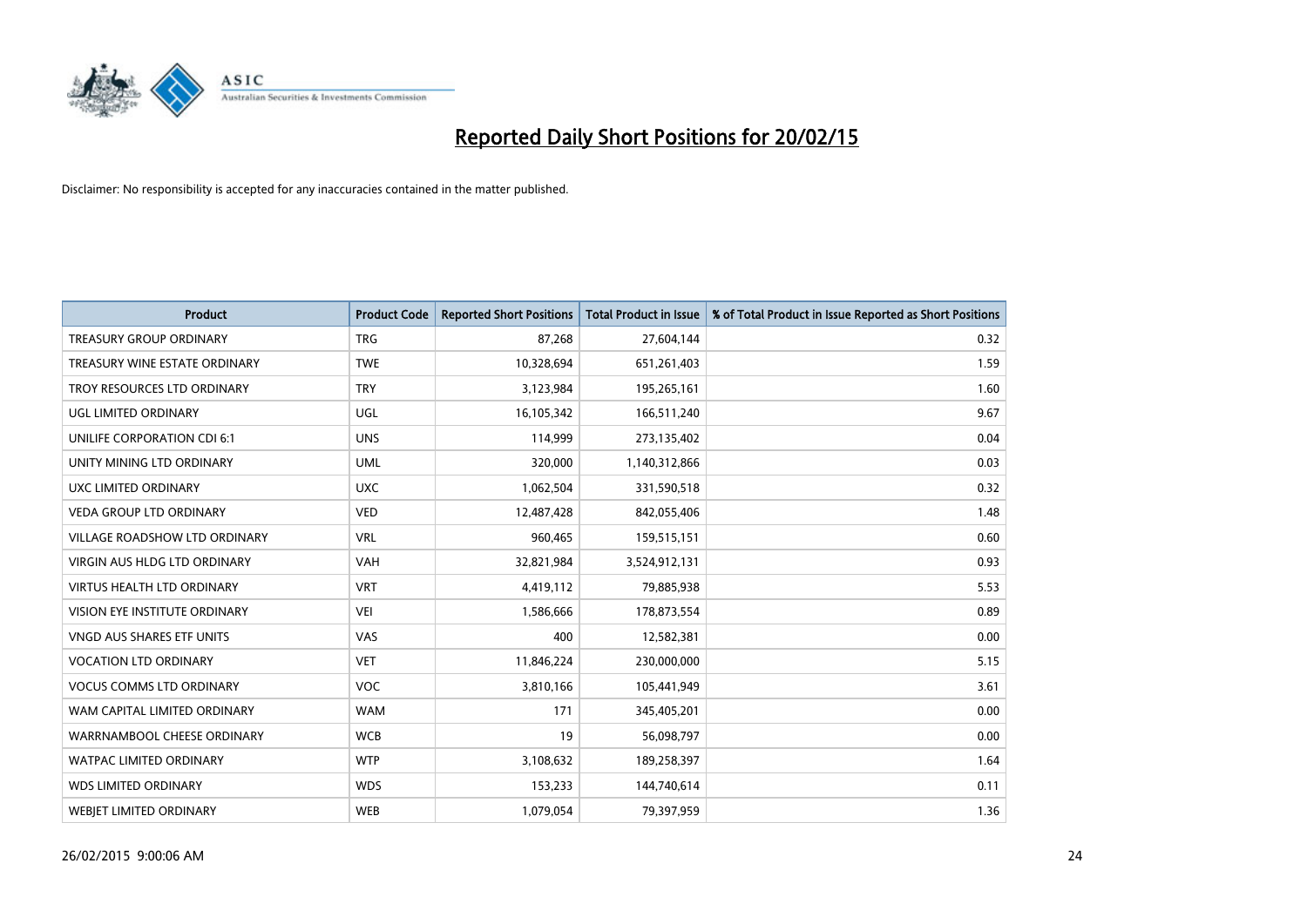# Reported Daily Short Positions for 20/02/15

Disclaimer: No responsibility is accepted for any inaccuracies contained in the matter published.

| Product | Product Code | Reported Short Positions | Total Product in Issue | % of Total Product in Issue Reported as Short Positions |
|---|---|---|---|---|
| TREASURY GROUP ORDINARY | TRG | 87,268 | 27,604,144 | 0.32 |
| TREASURY WINE ESTATE ORDINARY | TWE | 10,328,694 | 651,261,403 | 1.59 |
| TROY RESOURCES LTD ORDINARY | TRY | 3,123,984 | 195,265,161 | 1.60 |
| UGL LIMITED ORDINARY | UGL | 16,105,342 | 166,511,240 | 9.67 |
| UNILIFE CORPORATION CDI 6:1 | UNS | 114,999 | 273,135,402 | 0.04 |
| UNITY MINING LTD ORDINARY | UML | 320,000 | 1,140,312,866 | 0.03 |
| UXC LIMITED ORDINARY | UXC | 1,062,504 | 331,590,518 | 0.32 |
| VEDA GROUP LTD ORDINARY | VED | 12,487,428 | 842,055,406 | 1.48 |
| VILLAGE ROADSHOW LTD ORDINARY | VRL | 960,465 | 159,515,151 | 0.60 |
| VIRGIN AUS HLDG LTD ORDINARY | VAH | 32,821,984 | 3,524,912,131 | 0.93 |
| VIRTUS HEALTH LTD ORDINARY | VRT | 4,419,112 | 79,885,938 | 5.53 |
| VISION EYE INSTITUTE ORDINARY | VEI | 1,586,666 | 178,873,554 | 0.89 |
| VNGD AUS SHARES ETF UNITS | VAS | 400 | 12,582,381 | 0.00 |
| VOCATION LTD ORDINARY | VET | 11,846,224 | 230,000,000 | 5.15 |
| VOCUS COMMS LTD ORDINARY | VOC | 3,810,166 | 105,441,949 | 3.61 |
| WAM CAPITAL LIMITED ORDINARY | WAM | 171 | 345,405,201 | 0.00 |
| WARRNAMBOOL CHEESE ORDINARY | WCB | 19 | 56,098,797 | 0.00 |
| WATPAC LIMITED ORDINARY | WTP | 3,108,632 | 189,258,397 | 1.64 |
| WDS LIMITED ORDINARY | WDS | 153,233 | 144,740,614 | 0.11 |
| WEBJET LIMITED ORDINARY | WEB | 1,079,054 | 79,397,959 | 1.36 |

26/02/2015 9:00:06 AM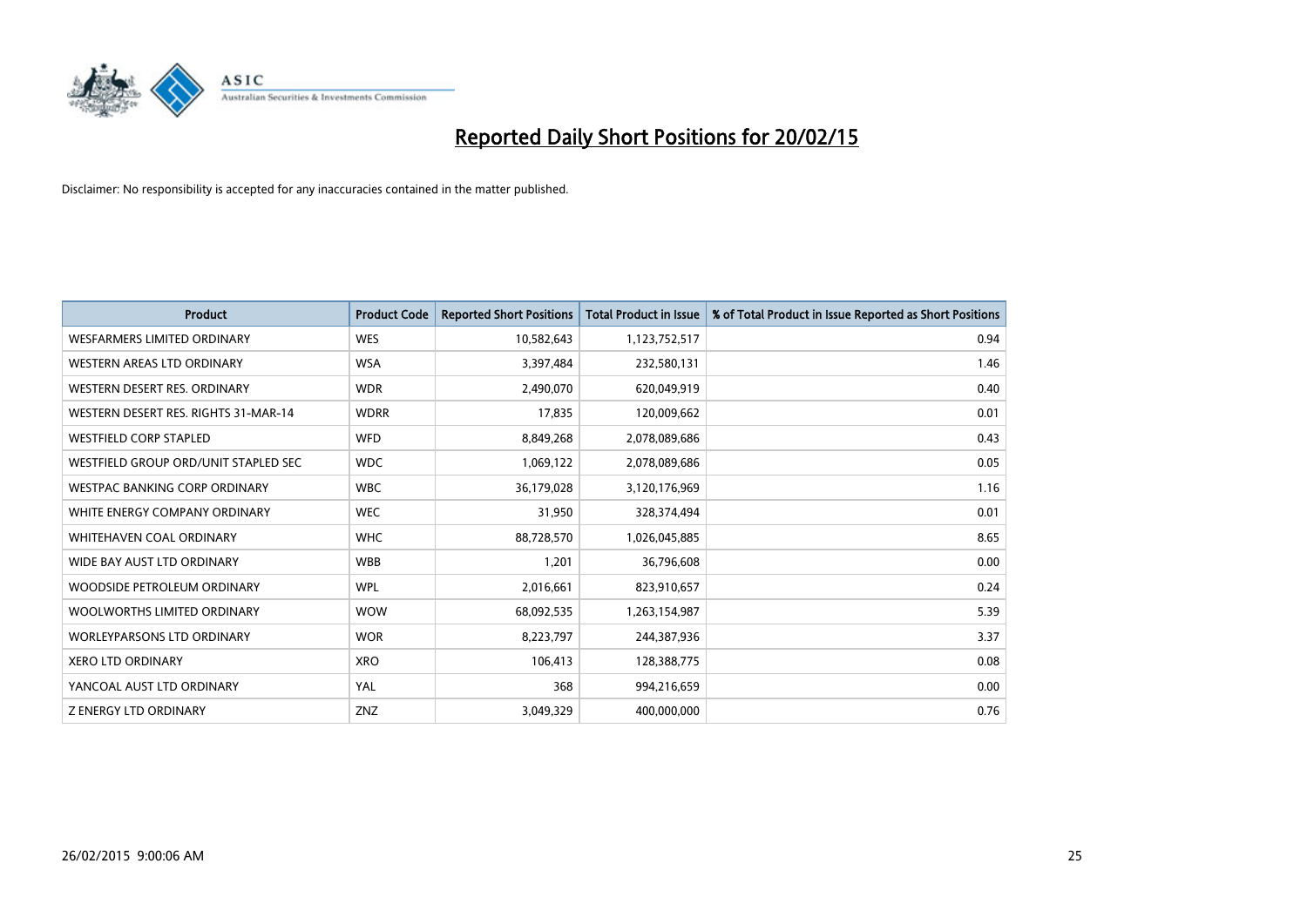# Reported Daily Short Positions for 20/02/15

Disclaimer: No responsibility is accepted for any inaccuracies contained in the matter published.

| Product | Product Code | Reported Short Positions | Total Product in Issue | % of Total Product in Issue Reported as Short Positions |
|---|---|---|---|---|
| WESFARMERS LIMITED ORDINARY | WES | 10,582,643 | 1,123,752,517 | 0.94 |
| WESTERN AREAS LTD ORDINARY | WSA | 3,397,484 | 232,580,131 | 1.46 |
| WESTERN DESERT RES. ORDINARY | WDR | 2,490,070 | 620,049,919 | 0.40 |
| WESTERN DESERT RES. RIGHTS 31-MAR-14 | WDRR | 17,835 | 120,009,662 | 0.01 |
| WESTFIELD CORP STAPLED | WFD | 8,849,268 | 2,078,089,686 | 0.43 |
| WESTFIELD GROUP ORD/UNIT STAPLED SEC | WDC | 1,069,122 | 2,078,089,686 | 0.05 |
| WESTPAC BANKING CORP ORDINARY | WBC | 36,179,028 | 3,120,176,969 | 1.16 |
| WHITE ENERGY COMPANY ORDINARY | WEC | 31,950 | 328,374,494 | 0.01 |
| WHITEHAVEN COAL ORDINARY | WHC | 88,728,570 | 1,026,045,885 | 8.65 |
| WIDE BAY AUST LTD ORDINARY | WBB | 1,201 | 36,796,608 | 0.00 |
| WOODSIDE PETROLEUM ORDINARY | WPL | 2,016,661 | 823,910,657 | 0.24 |
| WOOLWORTHS LIMITED ORDINARY | WOW | 68,092,535 | 1,263,154,987 | 5.39 |
| WORLEYPARSONS LTD ORDINARY | WOR | 8,223,797 | 244,387,936 | 3.37 |
| XERO LTD ORDINARY | XRO | 106,413 | 128,388,775 | 0.08 |
| YANCOAL AUST LTD ORDINARY | YAL | 368 | 994,216,659 | 0.00 |
| Z ENERGY LTD ORDINARY | ZNZ | 3,049,329 | 400,000,000 | 0.76 |

26/02/2015 9:00:06 AM